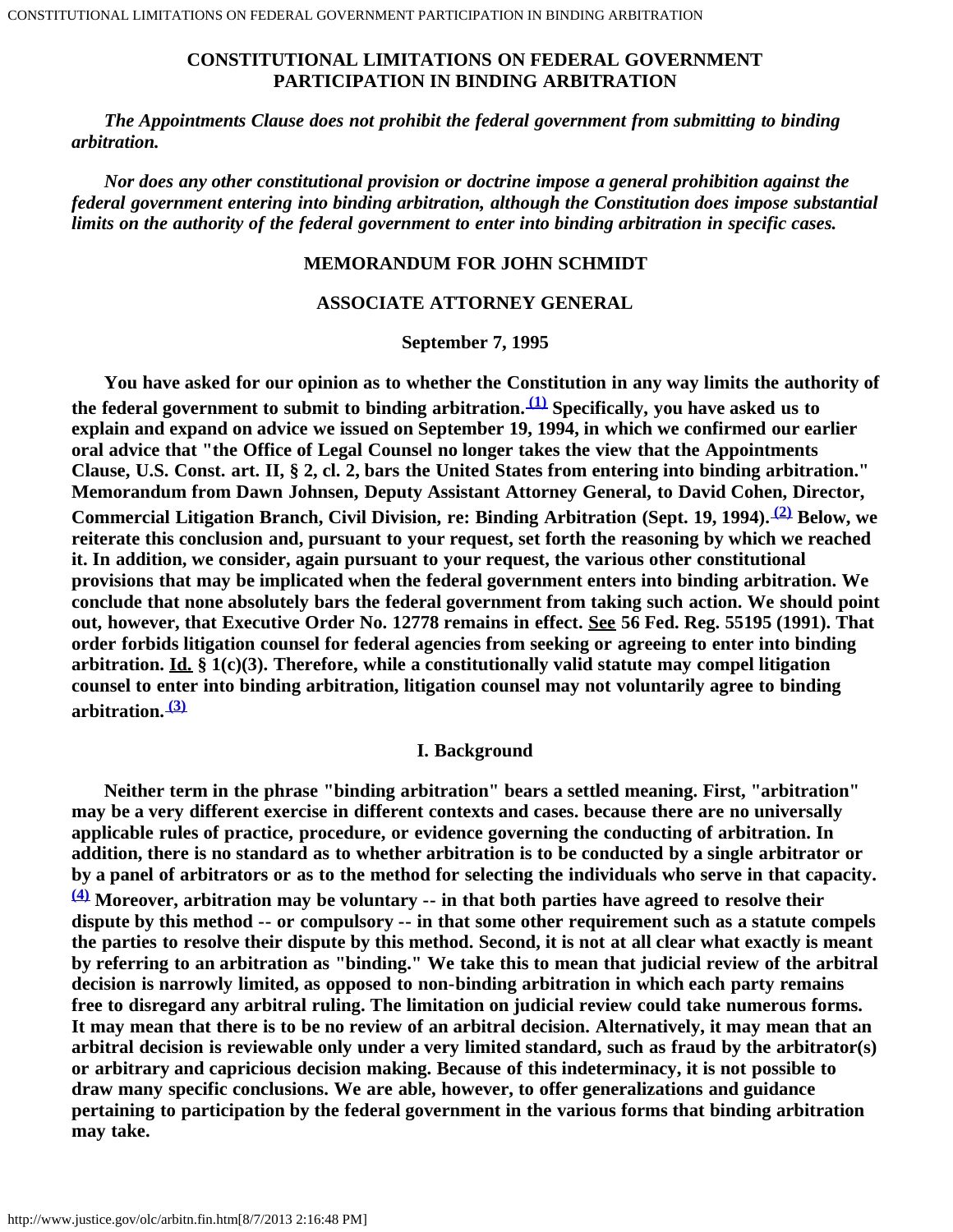# CONSTITUTIONAL LIMITATIONS ON FEDERAL GOVERNMENT PARTICIPATION IN BINDING ARBITRATION

*The Appointments Clause does not prohibit the federal government from submitting to binding arbitration.*

*Nor does any other constitutional provision or doctrine impose a general prohibition against the federal government entering into binding arbitration, although the Constitution does impose substantial limits on the authority of the federal government to enter into binding arbitration in specific cases.*

## MEMORANDUM FOR JOHN SCHMIDT

## ASSOCIATE ATTORNEY GENERAL

**September 7, 1995**

**You have asked for our opinion as to whether the Constitution in any way limits the authority of the federal government to submit to binding arbitration.[(1)] Specifically, you have asked us to explain and expand on advice we issued on September 19, 1994, in which we confirmed our earlier oral advice that "the Office of Legal Counsel no longer takes the view that the Appointments Clause, U.S. Const. art. II, § 2, cl. 2, bars the United States from entering into binding arbitration." Memorandum from Dawn Johnsen, Deputy Assistant Attorney General, to David Cohen, Director, Commercial Litigation Branch, Civil Division, re: Binding Arbitration (Sept. 19, 1994).[(2)] Below, we reiterate this conclusion and, pursuant to your request, set forth the reasoning by which we reached it. In addition, we consider, again pursuant to your request, the various other constitutional provisions that may be implicated when the federal government enters into binding arbitration. We conclude that none absolutely bars the federal government from taking such action. We should point out, however, that Executive Order No. 12778 remains in effect. See 56 Fed. Reg. 55195 (1991). That order forbids litigation counsel for federal agencies from seeking or agreeing to enter into binding arbitration. Id. § 1(c)(3). Therefore, while a constitutionally valid statute may compel litigation counsel to enter into binding arbitration, litigation counsel may not voluntarily agree to binding arbitration.[(3)]**

### I. Background

**Neither term in the phrase "binding arbitration" bears a settled meaning. First, "arbitration" may be a very different exercise in different contexts and cases. because there are no universally applicable rules of practice, procedure, or evidence governing the conducting of arbitration. In addition, there is no standard as to whether arbitration is to be conducted by a single arbitrator or by a panel of arbitrators or as to the method for selecting the individuals who serve in that capacity.[(4)] Moreover, arbitration may be voluntary -- in that both parties have agreed to resolve their dispute by this method -- or compulsory -- in that some other requirement such as a statute compels the parties to resolve their dispute by this method. Second, it is not at all clear what exactly is meant by referring to an arbitration as "binding." We take this to mean that judicial review of the arbitral decision is narrowly limited, as opposed to non-binding arbitration in which each party remains free to disregard any arbitral ruling. The limitation on judicial review could take numerous forms. It may mean that there is to be no review of an arbitral decision. Alternatively, it may mean that an arbitral decision is reviewable only under a very limited standard, such as fraud by the arbitrator(s) or arbitrary and capricious decision making. Because of this indeterminacy, it is not possible to draw many specific conclusions. We are able, however, to offer generalizations and guidance pertaining to participation by the federal government in the various forms that binding arbitration may take.**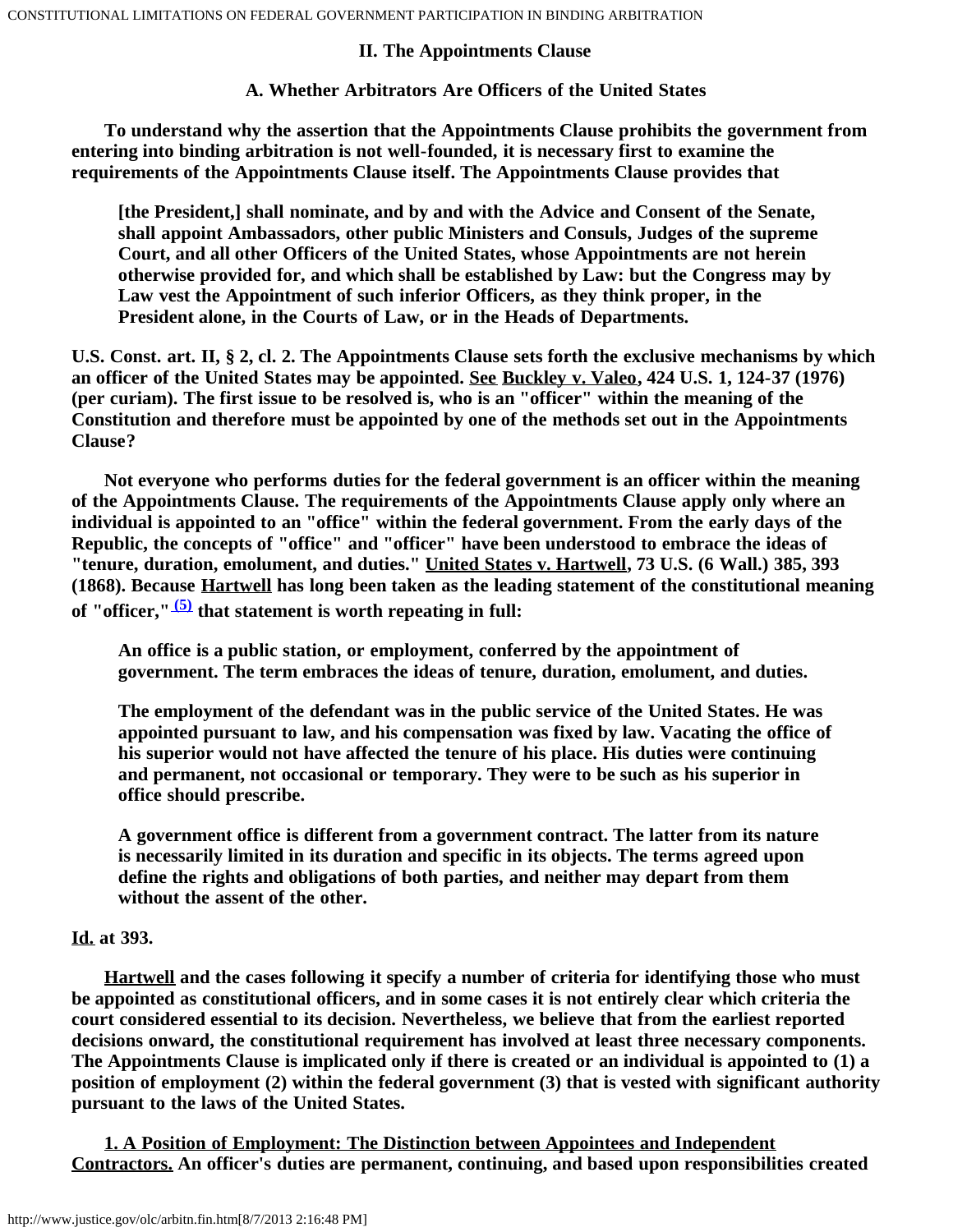## II. The Appointments Clause

### A. Whether Arbitrators Are Officers of the United States

To understand why the assertion that the Appointments Clause prohibits the government from entering into binding arbitration is not well-founded, it is necessary first to examine the requirements of the Appointments Clause itself. The Appointments Clause provides that

> [the President,] shall nominate, and by and with the Advice and Consent of the Senate, shall appoint Ambassadors, other public Ministers and Consuls, Judges of the supreme Court, and all other Officers of the United States, whose Appointments are not herein otherwise provided for, and which shall be established by Law: but the Congress may by Law vest the Appointment of such inferior Officers, as they think proper, in the President alone, in the Courts of Law, or in the Heads of Departments.

U.S. Const. art. II, § 2, cl. 2. The Appointments Clause sets forth the exclusive mechanisms by which an officer of the United States may be appointed. See Buckley v. Valeo, 424 U.S. 1, 124-37 (1976) (per curiam). The first issue to be resolved is, who is an "officer" within the meaning of the Constitution and therefore must be appointed by one of the methods set out in the Appointments Clause?

Not everyone who performs duties for the federal government is an officer within the meaning of the Appointments Clause. The requirements of the Appointments Clause apply only where an individual is appointed to an "office" within the federal government. From the early days of the Republic, the concepts of "office" and "officer" have been understood to embrace the ideas of "tenure, duration, emolument, and duties." United States v. Hartwell, 73 U.S. (6 Wall.) 385, 393 (1868). Because Hartwell has long been taken as the leading statement of the constitutional meaning of "officer,"[(5)] that statement is worth repeating in full:

> An office is a public station, or employment, conferred by the appointment of government. The term embraces the ideas of tenure, duration, emolument, and duties.
>
> The employment of the defendant was in the public service of the United States. He was appointed pursuant to law, and his compensation was fixed by law. Vacating the office of his superior would not have affected the tenure of his place. His duties were continuing and permanent, not occasional or temporary. They were to be such as his superior in office should prescribe.
>
> A government office is different from a government contract. The latter from its nature is necessarily limited in its duration and specific in its objects. The terms agreed upon define the rights and obligations of both parties, and neither may depart from them without the assent of the other.

Id. at 393.

Hartwell and the cases following it specify a number of criteria for identifying those who must be appointed as constitutional officers, and in some cases it is not entirely clear which criteria the court considered essential to its decision. Nevertheless, we believe that from the earliest reported decisions onward, the constitutional requirement has involved at least three necessary components. The Appointments Clause is implicated only if there is created or an individual is appointed to (1) a position of employment (2) within the federal government (3) that is vested with significant authority pursuant to the laws of the United States.

1. A Position of Employment: The Distinction between Appointees and Independent Contractors. An officer's duties are permanent, continuing, and based upon responsibilities created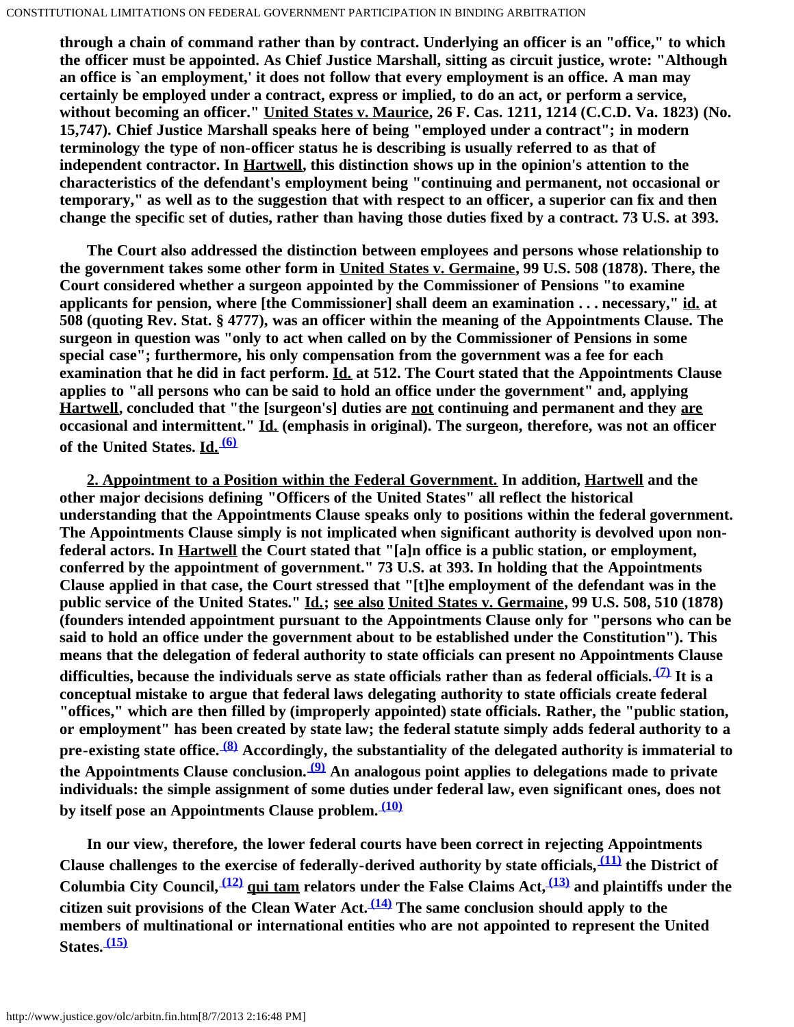through a chain of command rather than by contract. Underlying an officer is an "office," to which the officer must be appointed. As Chief Justice Marshall, sitting as circuit justice, wrote: "Although an office is `an employment,' it does not follow that every employment is an office. A man may certainly be employed under a contract, express or implied, to do an act, or perform a service, without becoming an officer." United States v. Maurice, 26 F. Cas. 1211, 1214 (C.C.D. Va. 1823) (No. 15,747). Chief Justice Marshall speaks here of being "employed under a contract"; in modern terminology the type of non-officer status he is describing is usually referred to as that of independent contractor. In Hartwell, this distinction shows up in the opinion's attention to the characteristics of the defendant's employment being "continuing and permanent, not occasional or temporary," as well as to the suggestion that with respect to an officer, a superior can fix and then change the specific set of duties, rather than having those duties fixed by a contract. 73 U.S. at 393.

The Court also addressed the distinction between employees and persons whose relationship to the government takes some other form in United States v. Germaine, 99 U.S. 508 (1878). There, the Court considered whether a surgeon appointed by the Commissioner of Pensions "to examine applicants for pension, where [the Commissioner] shall deem an examination . . . necessary," id. at 508 (quoting Rev. Stat. § 4777), was an officer within the meaning of the Appointments Clause. The surgeon in question was "only to act when called on by the Commissioner of Pensions in some special case"; furthermore, his only compensation from the government was a fee for each examination that he did in fact perform. Id. at 512. The Court stated that the Appointments Clause applies to "all persons who can be said to hold an office under the government" and, applying Hartwell, concluded that "the [surgeon's] duties are not continuing and permanent and they are occasional and intermittent." Id. (emphasis in original). The surgeon, therefore, was not an officer of the United States. Id. (6)

**2. Appointment to a Position within the Federal Government.** In addition, Hartwell and the other major decisions defining "Officers of the United States" all reflect the historical understanding that the Appointments Clause speaks only to positions within the federal government. The Appointments Clause simply is not implicated when significant authority is devolved upon non-federal actors. In Hartwell the Court stated that "[a]n office is a public station, or employment, conferred by the appointment of government." 73 U.S. at 393. In holding that the Appointments Clause applied in that case, the Court stressed that "[t]he employment of the defendant was in the public service of the United States." Id.; see also United States v. Germaine, 99 U.S. 508, 510 (1878) (founders intended appointment pursuant to the Appointments Clause only for "persons who can be said to hold an office under the government about to be established under the Constitution"). This means that the delegation of federal authority to state officials can present no Appointments Clause difficulties, because the individuals serve as state officials rather than as federal officials. (7) It is a conceptual mistake to argue that federal laws delegating authority to state officials create federal "offices," which are then filled by (improperly appointed) state officials. Rather, the "public station, or employment" has been created by state law; the federal statute simply adds federal authority to a pre-existing state office. (8) Accordingly, the substantiality of the delegated authority is immaterial to the Appointments Clause conclusion. (9) An analogous point applies to delegations made to private individuals: the simple assignment of some duties under federal law, even significant ones, does not by itself pose an Appointments Clause problem. (10)

In our view, therefore, the lower federal courts have been correct in rejecting Appointments Clause challenges to the exercise of federally-derived authority by state officials, (11) the District of Columbia City Council, (12) qui tam relators under the False Claims Act, (13) and plaintiffs under the citizen suit provisions of the Clean Water Act. (14) The same conclusion should apply to the members of multinational or international entities who are not appointed to represent the United States. (15)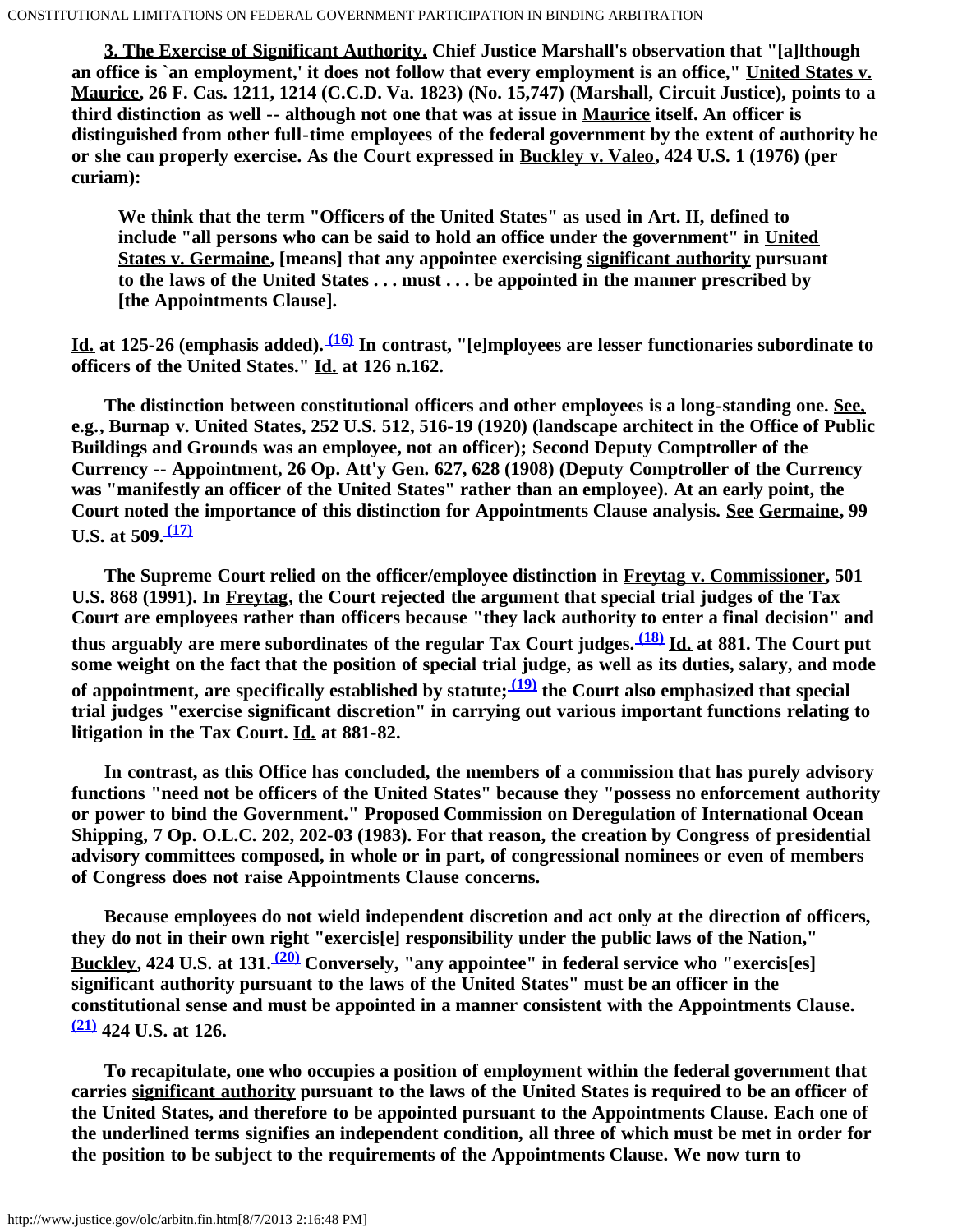**<u>3. The Exercise of Significant Authority.</u> Chief Justice Marshall's observation that "[a]lthough an office is `an employment,' it does not follow that every employment is an office," <u>United States v. Maurice</u>, 26 F. Cas. 1211, 1214 (C.C.D. Va. 1823) (No. 15,747) (Marshall, Circuit Justice), points to a third distinction as well -- although not one that was at issue in <u>Maurice</u> itself. An officer is distinguished from other full-time employees of the federal government by the extent of authority he or she can properly exercise. As the Court expressed in <u>Buckley v. Valeo</u>, 424 U.S. 1 (1976) (per curiam):**

> **We think that the term "Officers of the United States" as used in Art. II, defined to include "all persons who can be said to hold an office under the government" in <u>United States v. Germaine</u>, [means] that any appointee exercising <u>significant authority</u> pursuant to the laws of the United States . . . must . . . be appointed in the manner prescribed by [the Appointments Clause].**

**<u>Id.</u> at 125-26 (emphasis added).[(16)] In contrast, "[e]mployees are lesser functionaries subordinate to officers of the United States." <u>Id.</u> at 126 n.162.**

**The distinction between constitutional officers and other employees is a long-standing one. <u>See, e.g.</u>, <u>Burnap v. United States</u>, 252 U.S. 512, 516-19 (1920) (landscape architect in the Office of Public Buildings and Grounds was an employee, not an officer); Second Deputy Comptroller of the Currency -- Appointment, 26 Op. Att'y Gen. 627, 628 (1908) (Deputy Comptroller of the Currency was "manifestly an officer of the United States" rather than an employee). At an early point, the Court noted the importance of this distinction for Appointments Clause analysis. <u>See</u> <u>Germaine</u>, 99 U.S. at 509.[(17)]**

**The Supreme Court relied on the officer/employee distinction in <u>Freytag v. Commissioner</u>, 501 U.S. 868 (1991). In <u>Freytag</u>, the Court rejected the argument that special trial judges of the Tax Court are employees rather than officers because "they lack authority to enter a final decision" and thus arguably are mere subordinates of the regular Tax Court judges.[(18)] <u>Id.</u> at 881. The Court put some weight on the fact that the position of special trial judge, as well as its duties, salary, and mode of appointment, are specifically established by statute;[(19)] the Court also emphasized that special trial judges "exercise significant discretion" in carrying out various important functions relating to litigation in the Tax Court. <u>Id.</u> at 881-82.**

**In contrast, as this Office has concluded, the members of a commission that has purely advisory functions "need not be officers of the United States" because they "possess no enforcement authority or power to bind the Government." Proposed Commission on Deregulation of International Ocean Shipping, 7 Op. O.L.C. 202, 202-03 (1983). For that reason, the creation by Congress of presidential advisory committees composed, in whole or in part, of congressional nominees or even of members of Congress does not raise Appointments Clause concerns.**

**Because employees do not wield independent discretion and act only at the direction of officers, they do not in their own right "exercis[e] responsibility under the public laws of the Nation," <u>Buckley</u>, 424 U.S. at 131.[(20)] Conversely, "any appointee" in federal service who "exercis[es] significant authority pursuant to the laws of the United States" must be an officer in the constitutional sense and must be appointed in a manner consistent with the Appointments Clause.[(21)] 424 U.S. at 126.**

**To recapitulate, one who occupies a <u>position of employment</u> <u>within the federal government</u> that carries <u>significant authority</u> pursuant to the laws of the United States is required to be an officer of the United States, and therefore to be appointed pursuant to the Appointments Clause. Each one of the underlined terms signifies an independent condition, all three of which must be met in order for the position to be subject to the requirements of the Appointments Clause. We now turn to**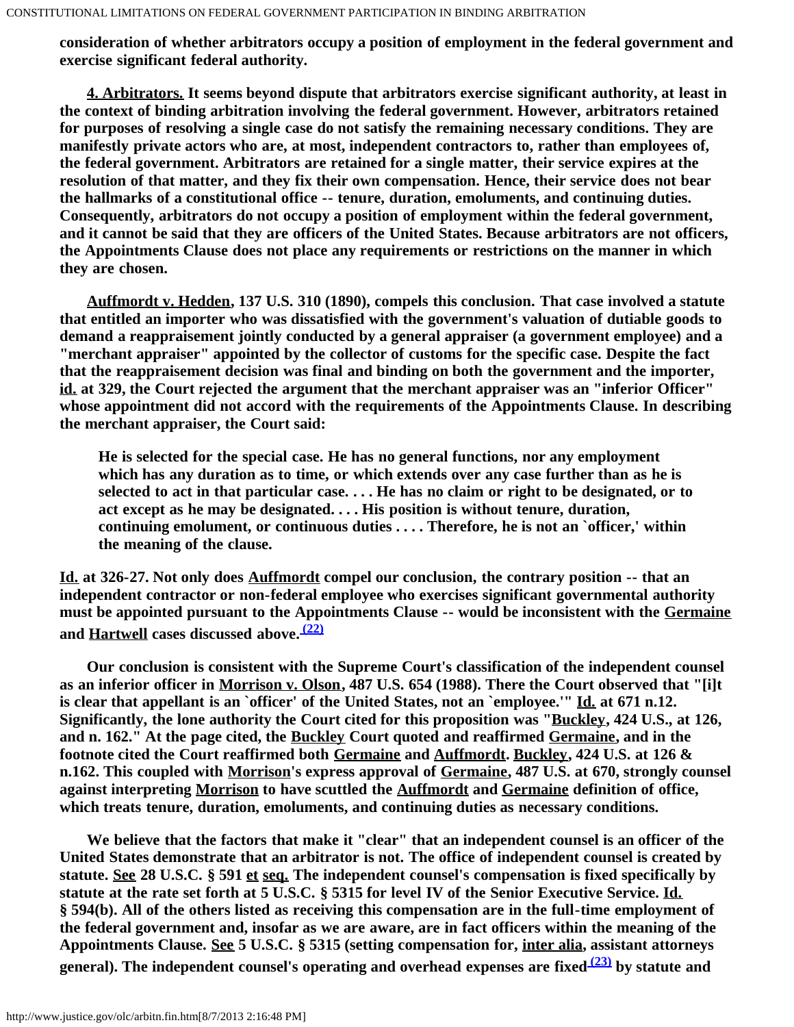**consideration of whether arbitrators occupy a position of employment in the federal government and exercise significant federal authority.**

**4. Arbitrators. It seems beyond dispute that arbitrators exercise significant authority, at least in the context of binding arbitration involving the federal government. However, arbitrators retained for purposes of resolving a single case do not satisfy the remaining necessary conditions. They are manifestly private actors who are, at most, independent contractors to, rather than employees of, the federal government. Arbitrators are retained for a single matter, their service expires at the resolution of that matter, and they fix their own compensation. Hence, their service does not bear the hallmarks of a constitutional office -- tenure, duration, emoluments, and continuing duties. Consequently, arbitrators do not occupy a position of employment within the federal government, and it cannot be said that they are officers of the United States. Because arbitrators are not officers, the Appointments Clause does not place any requirements or restrictions on the manner in which they are chosen.**

**Auffmordt v. Hedden, 137 U.S. 310 (1890), compels this conclusion. That case involved a statute that entitled an importer who was dissatisfied with the government's valuation of dutiable goods to demand a reappraisement jointly conducted by a general appraiser (a government employee) and a "merchant appraiser" appointed by the collector of customs for the specific case. Despite the fact that the reappraisement decision was final and binding on both the government and the importer, id. at 329, the Court rejected the argument that the merchant appraiser was an "inferior Officer" whose appointment did not accord with the requirements of the Appointments Clause. In describing the merchant appraiser, the Court said:**

> **He is selected for the special case. He has no general functions, nor any employment which has any duration as to time, or which extends over any case further than as he is selected to act in that particular case. . . . He has no claim or right to be designated, or to act except as he may be designated. . . . His position is without tenure, duration, continuing emolument, or continuous duties . . . . Therefore, he is not an `officer,' within the meaning of the clause.**

**Id. at 326-27. Not only does Auffmordt compel our conclusion, the contrary position -- that an independent contractor or non-federal employee who exercises significant governmental authority must be appointed pursuant to the Appointments Clause -- would be inconsistent with the Germaine and Hartwell cases discussed above.[(22)]**

**Our conclusion is consistent with the Supreme Court's classification of the independent counsel as an inferior officer in Morrison v. Olson, 487 U.S. 654 (1988). There the Court observed that "[i]t is clear that appellant is an `officer' of the United States, not an `employee.'" Id. at 671 n.12. Significantly, the lone authority the Court cited for this proposition was "Buckley, 424 U.S., at 126, and n. 162." At the page cited, the Buckley Court quoted and reaffirmed Germaine, and in the footnote cited the Court reaffirmed both Germaine and Auffmordt. Buckley, 424 U.S. at 126 & n.162. This coupled with Morrison's express approval of Germaine, 487 U.S. at 670, strongly counsel against interpreting Morrison to have scuttled the Auffmordt and Germaine definition of office, which treats tenure, duration, emoluments, and continuing duties as necessary conditions.**

**We believe that the factors that make it "clear" that an independent counsel is an officer of the United States demonstrate that an arbitrator is not. The office of independent counsel is created by statute. See 28 U.S.C. § 591 et seq. The independent counsel's compensation is fixed specifically by statute at the rate set forth at 5 U.S.C. § 5315 for level IV of the Senior Executive Service. Id. § 594(b). All of the others listed as receiving this compensation are in the full-time employment of the federal government and, insofar as we are aware, are in fact officers within the meaning of the Appointments Clause. See 5 U.S.C. § 5315 (setting compensation for, inter alia, assistant attorneys general). The independent counsel's operating and overhead expenses are fixed[(23)] by statute and**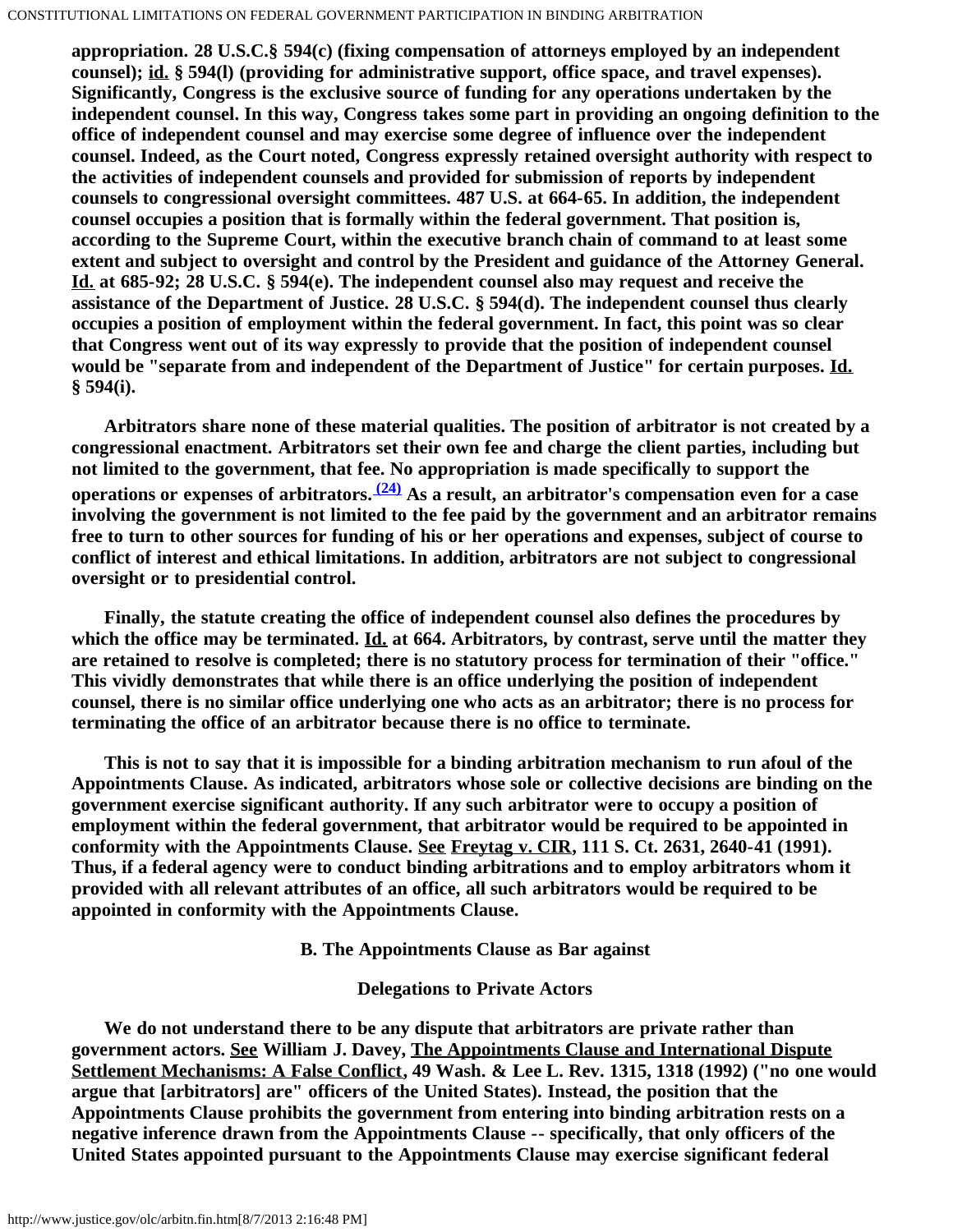appropriation. 28 U.S.C.§ 594(c) (fixing compensation of attorneys employed by an independent counsel); id. § 594(l) (providing for administrative support, office space, and travel expenses). Significantly, Congress is the exclusive source of funding for any operations undertaken by the independent counsel. In this way, Congress takes some part in providing an ongoing definition to the office of independent counsel and may exercise some degree of influence over the independent counsel. Indeed, as the Court noted, Congress expressly retained oversight authority with respect to the activities of independent counsels and provided for submission of reports by independent counsels to congressional oversight committees. 487 U.S. at 664-65. In addition, the independent counsel occupies a position that is formally within the federal government. That position is, according to the Supreme Court, within the executive branch chain of command to at least some extent and subject to oversight and control by the President and guidance of the Attorney General. Id. at 685-92; 28 U.S.C. § 594(e). The independent counsel also may request and receive the assistance of the Department of Justice. 28 U.S.C. § 594(d). The independent counsel thus clearly occupies a position of employment within the federal government. In fact, this point was so clear that Congress went out of its way expressly to provide that the position of independent counsel would be "separate from and independent of the Department of Justice" for certain purposes. Id. § 594(i).

Arbitrators share none of these material qualities. The position of arbitrator is not created by a congressional enactment. Arbitrators set their own fee and charge the client parties, including but not limited to the government, that fee. No appropriation is made specifically to support the operations or expenses of arbitrators.[(24)] As a result, an arbitrator's compensation even for a case involving the government is not limited to the fee paid by the government and an arbitrator remains free to turn to other sources for funding of his or her operations and expenses, subject of course to conflict of interest and ethical limitations. In addition, arbitrators are not subject to congressional oversight or to presidential control.

Finally, the statute creating the office of independent counsel also defines the procedures by which the office may be terminated. Id. at 664. Arbitrators, by contrast, serve until the matter they are retained to resolve is completed; there is no statutory process for termination of their "office." This vividly demonstrates that while there is an office underlying the position of independent counsel, there is no similar office underlying one who acts as an arbitrator; there is no process for terminating the office of an arbitrator because there is no office to terminate.

This is not to say that it is impossible for a binding arbitration mechanism to run afoul of the Appointments Clause. As indicated, arbitrators whose sole or collective decisions are binding on the government exercise significant authority. If any such arbitrator were to occupy a position of employment within the federal government, that arbitrator would be required to be appointed in conformity with the Appointments Clause. See Freytag v. CIR, 111 S. Ct. 2631, 2640-41 (1991). Thus, if a federal agency were to conduct binding arbitrations and to employ arbitrators whom it provided with all relevant attributes of an office, all such arbitrators would be required to be appointed in conformity with the Appointments Clause.

### B. The Appointments Clause as Bar against Delegations to Private Actors

We do not understand there to be any dispute that arbitrators are private rather than government actors. See William J. Davey, The Appointments Clause and International Dispute Settlement Mechanisms: A False Conflict, 49 Wash. & Lee L. Rev. 1315, 1318 (1992) ("no one would argue that [arbitrators] are" officers of the United States). Instead, the position that the Appointments Clause prohibits the government from entering into binding arbitration rests on a negative inference drawn from the Appointments Clause -- specifically, that only officers of the United States appointed pursuant to the Appointments Clause may exercise significant federal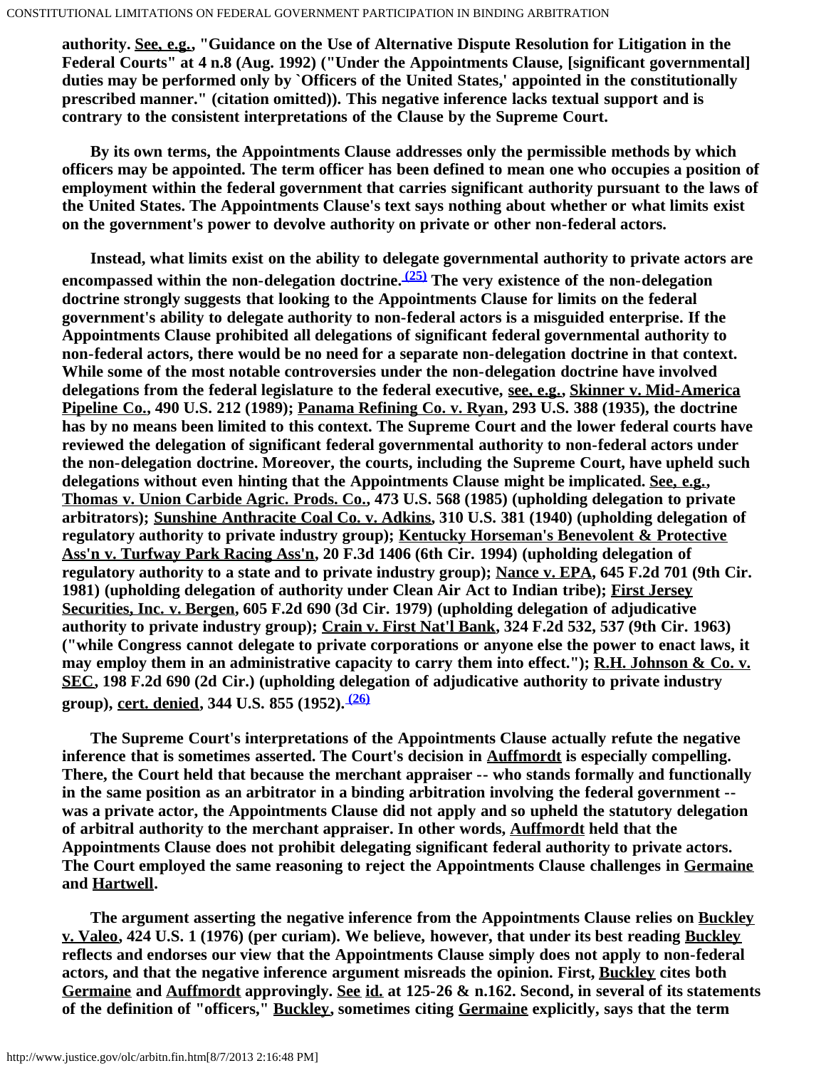authority. See, e.g., "Guidance on the Use of Alternative Dispute Resolution for Litigation in the Federal Courts" at 4 n.8 (Aug. 1992) ("Under the Appointments Clause, [significant governmental] duties may be performed only by `Officers of the United States,' appointed in the constitutionally prescribed manner." (citation omitted)). This negative inference lacks textual support and is contrary to the consistent interpretations of the Clause by the Supreme Court.

By its own terms, the Appointments Clause addresses only the permissible methods by which officers may be appointed. The term officer has been defined to mean one who occupies a position of employment within the federal government that carries significant authority pursuant to the laws of the United States. The Appointments Clause's text says nothing about whether or what limits exist on the government's power to devolve authority on private or other non-federal actors.

Instead, what limits exist on the ability to delegate governmental authority to private actors are encompassed within the non-delegation doctrine.[(25)] The very existence of the non-delegation doctrine strongly suggests that looking to the Appointments Clause for limits on the federal government's ability to delegate authority to non-federal actors is a misguided enterprise. If the Appointments Clause prohibited all delegations of significant federal governmental authority to non-federal actors, there would be no need for a separate non-delegation doctrine in that context. While some of the most notable controversies under the non-delegation doctrine have involved delegations from the federal legislature to the federal executive, see, e.g., Skinner v. Mid-America Pipeline Co., 490 U.S. 212 (1989); Panama Refining Co. v. Ryan, 293 U.S. 388 (1935), the doctrine has by no means been limited to this context. The Supreme Court and the lower federal courts have reviewed the delegation of significant federal governmental authority to non-federal actors under the non-delegation doctrine. Moreover, the courts, including the Supreme Court, have upheld such delegations without even hinting that the Appointments Clause might be implicated. See, e.g., Thomas v. Union Carbide Agric. Prods. Co., 473 U.S. 568 (1985) (upholding delegation to private arbitrators); Sunshine Anthracite Coal Co. v. Adkins, 310 U.S. 381 (1940) (upholding delegation of regulatory authority to private industry group); Kentucky Horseman's Benevolent & Protective Ass'n v. Turfway Park Racing Ass'n, 20 F.3d 1406 (6th Cir. 1994) (upholding delegation of regulatory authority to a state and to private industry group); Nance v. EPA, 645 F.2d 701 (9th Cir. 1981) (upholding delegation of authority under Clean Air Act to Indian tribe); First Jersey Securities, Inc. v. Bergen, 605 F.2d 690 (3d Cir. 1979) (upholding delegation of adjudicative authority to private industry group); Crain v. First Nat'l Bank, 324 F.2d 532, 537 (9th Cir. 1963) ("while Congress cannot delegate to private corporations or anyone else the power to enact laws, it may employ them in an administrative capacity to carry them into effect."); R.H. Johnson & Co. v. SEC, 198 F.2d 690 (2d Cir.) (upholding delegation of adjudicative authority to private industry group), cert. denied, 344 U.S. 855 (1952).[(26)]

The Supreme Court's interpretations of the Appointments Clause actually refute the negative inference that is sometimes asserted. The Court's decision in Auffmordt is especially compelling. There, the Court held that because the merchant appraiser -- who stands formally and functionally in the same position as an arbitrator in a binding arbitration involving the federal government -- was a private actor, the Appointments Clause did not apply and so upheld the statutory delegation of arbitral authority to the merchant appraiser. In other words, Auffmordt held that the Appointments Clause does not prohibit delegating significant federal authority to private actors. The Court employed the same reasoning to reject the Appointments Clause challenges in Germaine and Hartwell.

The argument asserting the negative inference from the Appointments Clause relies on Buckley v. Valeo, 424 U.S. 1 (1976) (per curiam). We believe, however, that under its best reading Buckley reflects and endorses our view that the Appointments Clause simply does not apply to non-federal actors, and that the negative inference argument misreads the opinion. First, Buckley cites both Germaine and Auffmordt approvingly. See id. at 125-26 & n.162. Second, in several of its statements of the definition of "officers," Buckley, sometimes citing Germaine explicitly, says that the term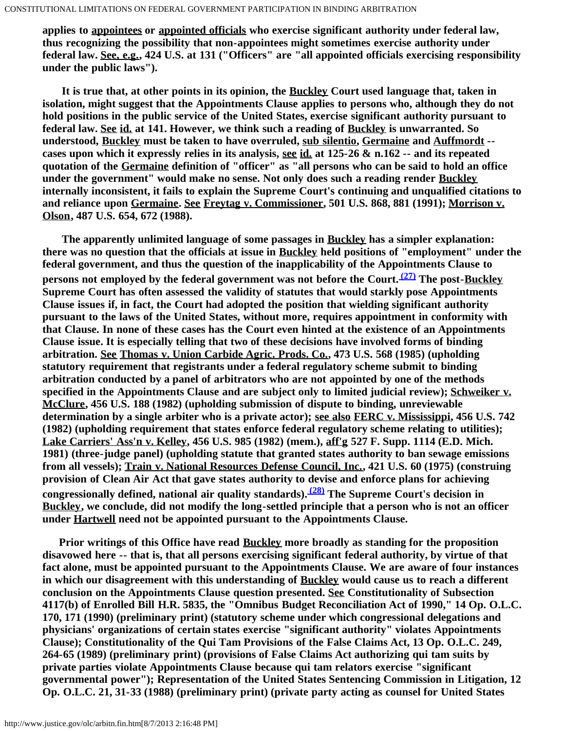applies to <u>appointees</u> or <u>appointed officials</u> who exercise significant authority under federal law, thus recognizing the possibility that non-appointees might sometimes exercise authority under federal law. <u>See, e.g.</u>, 424 U.S. at 131 ("Officers" are "all appointed officials exercising responsibility under the public laws").

It is true that, at other points in its opinion, the <u>Buckley</u> Court used language that, taken in isolation, might suggest that the Appointments Clause applies to persons who, although they do not hold positions in the public service of the United States, exercise significant authority pursuant to federal law. <u>See</u> <u>id.</u> at 141. However, we think such a reading of <u>Buckley</u> is unwarranted. So understood, <u>Buckley</u> must be taken to have overruled, <u>sub silentio</u>, <u>Germaine</u> and <u>Auffmordt</u> -- cases upon which it expressly relies in its analysis, <u>see</u> <u>id.</u> at 125-26 & n.162 -- and its repeated quotation of the <u>Germaine</u> definition of "officer" as "all persons who can be said to hold an office under the government" would make no sense. Not only does such a reading render <u>Buckley</u> internally inconsistent, it fails to explain the Supreme Court's continuing and unqualified citations to and reliance upon <u>Germaine</u>. <u>See</u> <u>Freytag v. Commissioner</u>, 501 U.S. 868, 881 (1991); <u>Morrison v. Olson</u>, 487 U.S. 654, 672 (1988).

The apparently unlimited language of some passages in <u>Buckley</u> has a simpler explanation: there was no question that the officials at issue in <u>Buckley</u> held positions of "employment" under the federal government, and thus the question of the inapplicability of the Appointments Clause to persons not employed by the federal government was not before the Court.[(27)] The post-<u>Buckley</u> Supreme Court has often assessed the validity of statutes that would starkly pose Appointments Clause issues if, in fact, the Court had adopted the position that wielding significant authority pursuant to the laws of the United States, without more, requires appointment in conformity with that Clause. In none of these cases has the Court even hinted at the existence of an Appointments Clause issue. It is especially telling that two of these decisions have involved forms of binding arbitration. <u>See</u> <u>Thomas v. Union Carbide Agric. Prods. Co.</u>, 473 U.S. 568 (1985) (upholding statutory requirement that registrants under a federal regulatory scheme submit to binding arbitration conducted by a panel of arbitrators who are not appointed by one of the methods specified in the Appointments Clause and are subject only to limited judicial review); <u>Schweiker v. McClure</u>, 456 U.S. 188 (1982) (upholding submission of dispute to binding, unreviewable determination by a single arbiter who is a private actor); <u>see also</u> <u>FERC v. Mississippi</u>, 456 U.S. 742 (1982) (upholding requirement that states enforce federal regulatory scheme relating to utilities); <u>Lake Carriers' Ass'n v. Kelley</u>, 456 U.S. 985 (1982) (mem.), <u>aff'g</u> 527 F. Supp. 1114 (E.D. Mich. 1981) (three-judge panel) (upholding statute that granted states authority to ban sewage emissions from all vessels); <u>Train v. National Resources Defense Council, Inc.</u>, 421 U.S. 60 (1975) (construing provision of Clean Air Act that gave states authority to devise and enforce plans for achieving congressionally defined, national air quality standards).[(28)] The Supreme Court's decision in <u>Buckley</u>, we conclude, did not modify the long-settled principle that a person who is not an officer under <u>Hartwell</u> need not be appointed pursuant to the Appointments Clause.

Prior writings of this Office have read <u>Buckley</u> more broadly as standing for the proposition disavowed here -- that is, that all persons exercising significant federal authority, by virtue of that fact alone, must be appointed pursuant to the Appointments Clause. We are aware of four instances in which our disagreement with this understanding of <u>Buckley</u> would cause us to reach a different conclusion on the Appointments Clause question presented. <u>See</u> Constitutionality of Subsection 4117(b) of Enrolled Bill H.R. 5835, the "Omnibus Budget Reconciliation Act of 1990," 14 Op. O.L.C. 170, 171 (1990) (preliminary print) (statutory scheme under which congressional delegations and physicians' organizations of certain states exercise "significant authority" violates Appointments Clause); Constitutionality of the Qui Tam Provisions of the False Claims Act, 13 Op. O.L.C. 249, 264-65 (1989) (preliminary print) (provisions of False Claims Act authorizing qui tam suits by private parties violate Appointments Clause because qui tam relators exercise "significant governmental power"); Representation of the United States Sentencing Commission in Litigation, 12 Op. O.L.C. 21, 31-33 (1988) (preliminary print) (private party acting as counsel for United States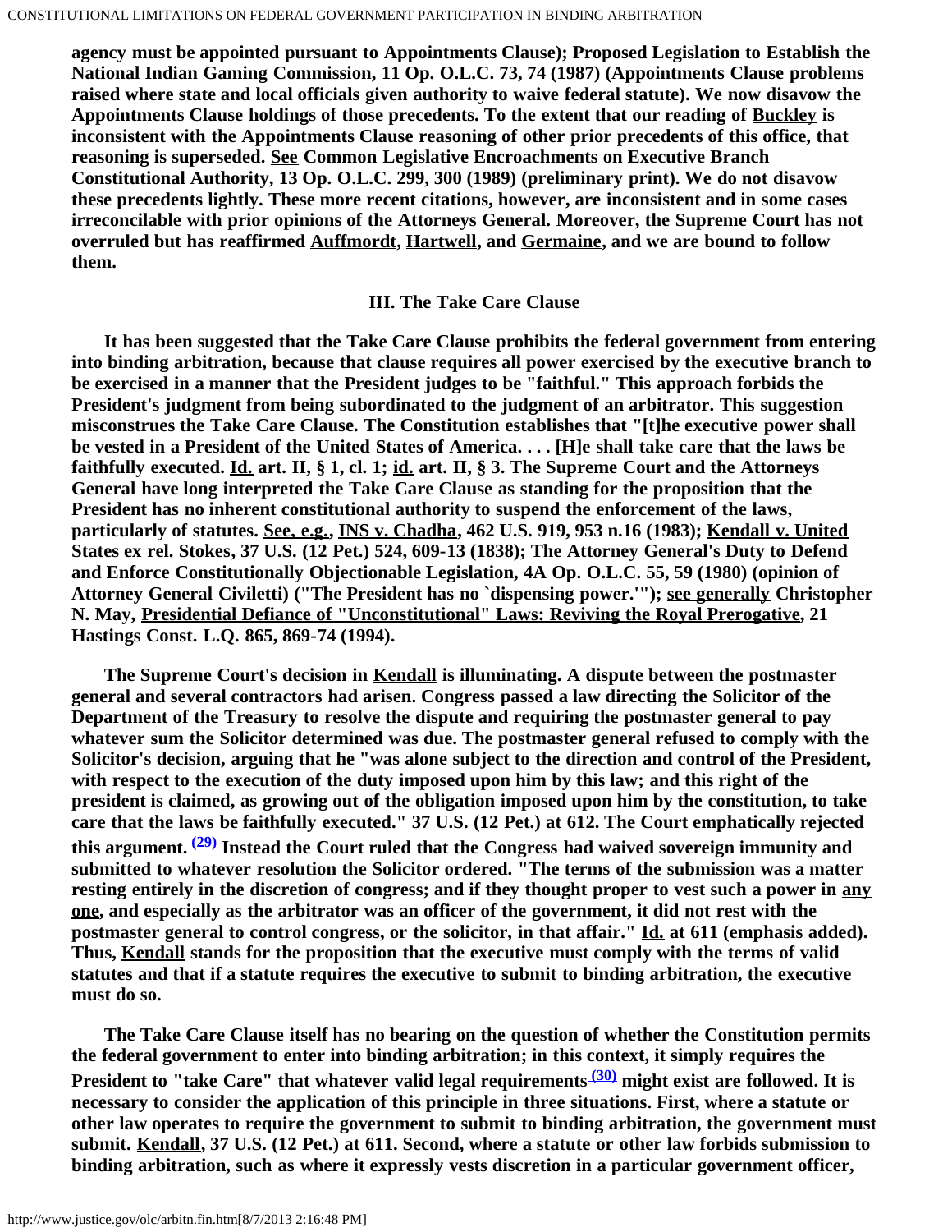agency must be appointed pursuant to Appointments Clause); Proposed Legislation to Establish the National Indian Gaming Commission, 11 Op. O.L.C. 73, 74 (1987) (Appointments Clause problems raised where state and local officials given authority to waive federal statute). We now disavow the Appointments Clause holdings of those precedents. To the extent that our reading of Buckley is inconsistent with the Appointments Clause reasoning of other prior precedents of this office, that reasoning is superseded. See Common Legislative Encroachments on Executive Branch Constitutional Authority, 13 Op. O.L.C. 299, 300 (1989) (preliminary print). We do not disavow these precedents lightly. These more recent citations, however, are inconsistent and in some cases irreconcilable with prior opinions of the Attorneys General. Moreover, the Supreme Court has not overruled but has reaffirmed Auffmordt, Hartwell, and Germaine, and we are bound to follow them.

### III. The Take Care Clause

It has been suggested that the Take Care Clause prohibits the federal government from entering into binding arbitration, because that clause requires all power exercised by the executive branch to be exercised in a manner that the President judges to be "faithful." This approach forbids the President's judgment from being subordinated to the judgment of an arbitrator. This suggestion misconstrues the Take Care Clause. The Constitution establishes that "[t]he executive power shall be vested in a President of the United States of America. . . . [H]e shall take care that the laws be faithfully executed. Id. art. II, § 1, cl. 1; id. art. II, § 3. The Supreme Court and the Attorneys General have long interpreted the Take Care Clause as standing for the proposition that the President has no inherent constitutional authority to suspend the enforcement of the laws, particularly of statutes. See, e.g., INS v. Chadha, 462 U.S. 919, 953 n.16 (1983); Kendall v. United States ex rel. Stokes, 37 U.S. (12 Pet.) 524, 609-13 (1838); The Attorney General's Duty to Defend and Enforce Constitutionally Objectionable Legislation, 4A Op. O.L.C. 55, 59 (1980) (opinion of Attorney General Civiletti) ("The President has no `dispensing power.'"); see generally Christopher N. May, Presidential Defiance of "Unconstitutional" Laws: Reviving the Royal Prerogative, 21 Hastings Const. L.Q. 865, 869-74 (1994).

The Supreme Court's decision in Kendall is illuminating. A dispute between the postmaster general and several contractors had arisen. Congress passed a law directing the Solicitor of the Department of the Treasury to resolve the dispute and requiring the postmaster general to pay whatever sum the Solicitor determined was due. The postmaster general refused to comply with the Solicitor's decision, arguing that he "was alone subject to the direction and control of the President, with respect to the execution of the duty imposed upon him by this law; and this right of the president is claimed, as growing out of the obligation imposed upon him by the constitution, to take care that the laws be faithfully executed." 37 U.S. (12 Pet.) at 612. The Court emphatically rejected this argument.[(29)] Instead the Court ruled that the Congress had waived sovereign immunity and submitted to whatever resolution the Solicitor ordered. "The terms of the submission was a matter resting entirely in the discretion of congress; and if they thought proper to vest such a power in *any one*, and especially as the arbitrator was an officer of the government, it did not rest with the postmaster general to control congress, or the solicitor, in that affair." Id. at 611 (emphasis added). Thus, Kendall stands for the proposition that the executive must comply with the terms of valid statutes and that if a statute requires the executive to submit to binding arbitration, the executive must do so.

The Take Care Clause itself has no bearing on the question of whether the Constitution permits the federal government to enter into binding arbitration; in this context, it simply requires the President to "take Care" that whatever valid legal requirements[(30)] might exist are followed. It is necessary to consider the application of this principle in three situations. First, where a statute or other law operates to require the government to submit to binding arbitration, the government must submit. Kendall, 37 U.S. (12 Pet.) at 611. Second, where a statute or other law forbids submission to binding arbitration, such as where it expressly vests discretion in a particular government officer,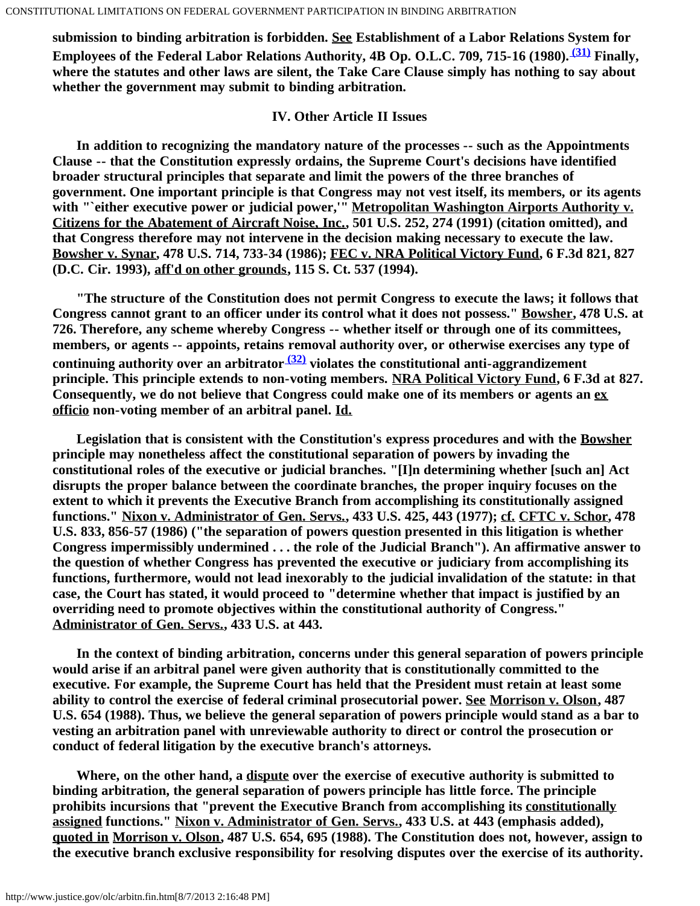submission to binding arbitration is forbidden. See Establishment of a Labor Relations System for Employees of the Federal Labor Relations Authority, 4B Op. O.L.C. 709, 715-16 (1980).[(31)] Finally, where the statutes and other laws are silent, the Take Care Clause simply has nothing to say about whether the government may submit to binding arbitration.

## IV. Other Article II Issues

In addition to recognizing the mandatory nature of the processes -- such as the Appointments Clause -- that the Constitution expressly ordains, the Supreme Court's decisions have identified broader structural principles that separate and limit the powers of the three branches of government. One important principle is that Congress may not vest itself, its members, or its agents with "`either executive power or judicial power,'" Metropolitan Washington Airports Authority v. Citizens for the Abatement of Aircraft Noise, Inc., 501 U.S. 252, 274 (1991) (citation omitted), and that Congress therefore may not intervene in the decision making necessary to execute the law. Bowsher v. Synar, 478 U.S. 714, 733-34 (1986); FEC v. NRA Political Victory Fund, 6 F.3d 821, 827 (D.C. Cir. 1993), aff'd on other grounds, 115 S. Ct. 537 (1994).

"The structure of the Constitution does not permit Congress to execute the laws; it follows that Congress cannot grant to an officer under its control what it does not possess." Bowsher, 478 U.S. at 726. Therefore, any scheme whereby Congress -- whether itself or through one of its committees, members, or agents -- appoints, retains removal authority over, or otherwise exercises any type of continuing authority over an arbitrator[(32)] violates the constitutional anti-aggrandizement principle. This principle extends to non-voting members. NRA Political Victory Fund, 6 F.3d at 827. Consequently, we do not believe that Congress could make one of its members or agents an *ex officio* non-voting member of an arbitral panel. Id.

Legislation that is consistent with the Constitution's express procedures and with the Bowsher principle may nonetheless affect the constitutional separation of powers by invading the constitutional roles of the executive or judicial branches. "[I]n determining whether [such an] Act disrupts the proper balance between the coordinate branches, the proper inquiry focuses on the extent to which it prevents the Executive Branch from accomplishing its constitutionally assigned functions." Nixon v. Administrator of Gen. Servs., 433 U.S. 425, 443 (1977); cf. CFTC v. Schor, 478 U.S. 833, 856-57 (1986) ("the separation of powers question presented in this litigation is whether Congress impermissibly undermined . . . the role of the Judicial Branch"). An affirmative answer to the question of whether Congress has prevented the executive or judiciary from accomplishing its functions, furthermore, would not lead inexorably to the judicial invalidation of the statute: in that case, the Court has stated, it would proceed to "determine whether that impact is justified by an overriding need to promote objectives within the constitutional authority of Congress." Administrator of Gen. Servs., 433 U.S. at 443.

In the context of binding arbitration, concerns under this general separation of powers principle would arise if an arbitral panel were given authority that is constitutionally committed to the executive. For example, the Supreme Court has held that the President must retain at least some ability to control the exercise of federal criminal prosecutorial power. See Morrison v. Olson, 487 U.S. 654 (1988). Thus, we believe the general separation of powers principle would stand as a bar to vesting an arbitration panel with unreviewable authority to direct or control the prosecution or conduct of federal litigation by the executive branch's attorneys.

Where, on the other hand, a dispute over the exercise of executive authority is submitted to binding arbitration, the general separation of powers principle has little force. The principle prohibits incursions that "prevent the Executive Branch from accomplishing its constitutionally assigned functions." Nixon v. Administrator of Gen. Servs., 433 U.S. at 443 (emphasis added), quoted in Morrison v. Olson, 487 U.S. 654, 695 (1988). The Constitution does not, however, assign to the executive branch exclusive responsibility for resolving disputes over the exercise of its authority.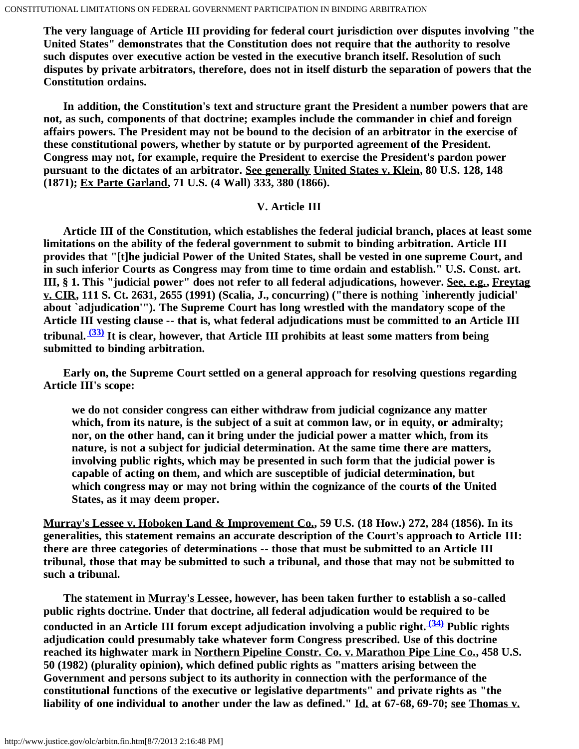The very language of Article III providing for federal court jurisdiction over disputes involving "the United States" demonstrates that the Constitution does not require that the authority to resolve such disputes over executive action be vested in the executive branch itself. Resolution of such disputes by private arbitrators, therefore, does not in itself disturb the separation of powers that the Constitution ordains.

In addition, the Constitution's text and structure grant the President a number powers that are not, as such, components of that doctrine; examples include the commander in chief and foreign affairs powers. The President may not be bound to the decision of an arbitrator in the exercise of these constitutional powers, whether by statute or by purported agreement of the President. Congress may not, for example, require the President to exercise the President's pardon power pursuant to the dictates of an arbitrator. See generally United States v. Klein, 80 U.S. 128, 148 (1871); Ex Parte Garland, 71 U.S. (4 Wall) 333, 380 (1866).

## V. Article III

Article III of the Constitution, which establishes the federal judicial branch, places at least some limitations on the ability of the federal government to submit to binding arbitration. Article III provides that "[t]he judicial Power of the United States, shall be vested in one supreme Court, and in such inferior Courts as Congress may from time to time ordain and establish." U.S. Const. art. III, § 1. This "judicial power" does not refer to all federal adjudications, however. See, e.g., Freytag v. CIR, 111 S. Ct. 2631, 2655 (1991) (Scalia, J., concurring) ("there is nothing `inherently judicial' about `adjudication'"). The Supreme Court has long wrestled with the mandatory scope of the Article III vesting clause -- that is, what federal adjudications must be committed to an Article III tribunal.[(33)] It is clear, however, that Article III prohibits at least some matters from being submitted to binding arbitration.

Early on, the Supreme Court settled on a general approach for resolving questions regarding Article III's scope:

> we do not consider congress can either withdraw from judicial cognizance any matter which, from its nature, is the subject of a suit at common law, or in equity, or admiralty; nor, on the other hand, can it bring under the judicial power a matter which, from its nature, is not a subject for judicial determination. At the same time there are matters, involving public rights, which may be presented in such form that the judicial power is capable of acting on them, and which are susceptible of judicial determination, but which congress may or may not bring within the cognizance of the courts of the United States, as it may deem proper.

Murray's Lessee v. Hoboken Land & Improvement Co., 59 U.S. (18 How.) 272, 284 (1856). In its generalities, this statement remains an accurate description of the Court's approach to Article III: there are three categories of determinations -- those that must be submitted to an Article III tribunal, those that may be submitted to such a tribunal, and those that may not be submitted to such a tribunal.

The statement in Murray's Lessee, however, has been taken further to establish a so-called public rights doctrine. Under that doctrine, all federal adjudication would be required to be conducted in an Article III forum except adjudication involving a public right.[(34)] Public rights adjudication could presumably take whatever form Congress prescribed. Use of this doctrine reached its highwater mark in Northern Pipeline Constr. Co. v. Marathon Pipe Line Co., 458 U.S. 50 (1982) (plurality opinion), which defined public rights as "matters arising between the Government and persons subject to its authority in connection with the performance of the constitutional functions of the executive or legislative departments" and private rights as "the liability of one individual to another under the law as defined." Id. at 67-68, 69-70; see Thomas v.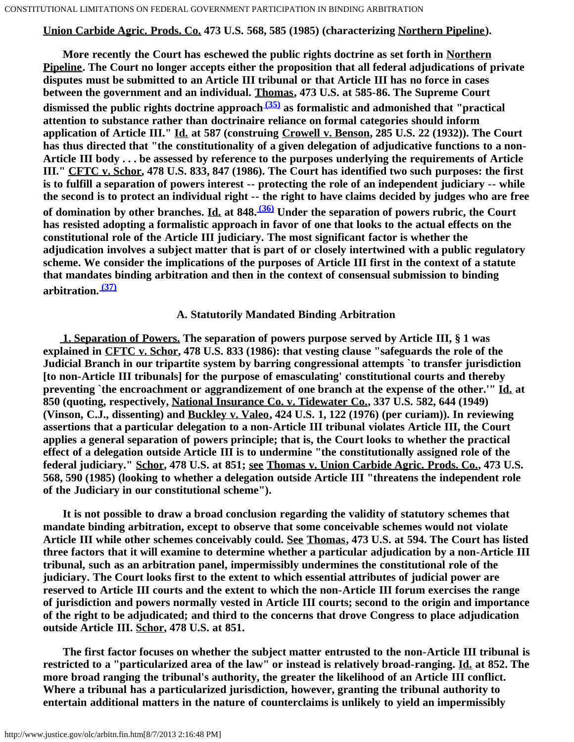Union Carbide Agric. Prods. Co. 473 U.S. 568, 585 (1985) (characterizing Northern Pipeline).

More recently the Court has eschewed the public rights doctrine as set forth in Northern Pipeline. The Court no longer accepts either the proposition that all federal adjudications of private disputes must be submitted to an Article III tribunal or that Article III has no force in cases between the government and an individual. Thomas, 473 U.S. at 585-86. The Supreme Court dismissed the public rights doctrine approach[(35)] as formalistic and admonished that "practical attention to substance rather than doctrinaire reliance on formal categories should inform application of Article III." Id. at 587 (construing Crowell v. Benson, 285 U.S. 22 (1932)). The Court has thus directed that "the constitutionality of a given delegation of adjudicative functions to a non-Article III body . . . be assessed by reference to the purposes underlying the requirements of Article III." CFTC v. Schor, 478 U.S. 833, 847 (1986). The Court has identified two such purposes: the first is to fulfill a separation of powers interest -- protecting the role of an independent judiciary -- while the second is to protect an individual right -- the right to have claims decided by judges who are free of domination by other branches. Id. at 848.[(36)] Under the separation of powers rubric, the Court has resisted adopting a formalistic approach in favor of one that looks to the actual effects on the constitutional role of the Article III judiciary. The most significant factor is whether the adjudication involves a subject matter that is part of or closely intertwined with a public regulatory scheme. We consider the implications of the purposes of Article III first in the context of a statute that mandates binding arbitration and then in the context of consensual submission to binding arbitration.[(37)]

### A. Statutorily Mandated Binding Arbitration

1. Separation of Powers. The separation of powers purpose served by Article III, § 1 was explained in CFTC v. Schor, 478 U.S. 833 (1986): that vesting clause "safeguards the role of the Judicial Branch in our tripartite system by barring congressional attempts `to transfer jurisdiction [to non-Article III tribunals] for the purpose of emasculating' constitutional courts and thereby preventing `the encroachment or aggrandizement of one branch at the expense of the other.'" Id. at 850 (quoting, respectively, National Insurance Co. v. Tidewater Co., 337 U.S. 582, 644 (1949) (Vinson, C.J., dissenting) and Buckley v. Valeo, 424 U.S. 1, 122 (1976) (per curiam)). In reviewing assertions that a particular delegation to a non-Article III tribunal violates Article III, the Court applies a general separation of powers principle; that is, the Court looks to whether the practical effect of a delegation outside Article III is to undermine "the constitutionally assigned role of the federal judiciary." Schor, 478 U.S. at 851; see Thomas v. Union Carbide Agric. Prods. Co., 473 U.S. 568, 590 (1985) (looking to whether a delegation outside Article III "threatens the independent role of the Judiciary in our constitutional scheme").

It is not possible to draw a broad conclusion regarding the validity of statutory schemes that mandate binding arbitration, except to observe that some conceivable schemes would not violate Article III while other schemes conceivably could. See Thomas, 473 U.S. at 594. The Court has listed three factors that it will examine to determine whether a particular adjudication by a non-Article III tribunal, such as an arbitration panel, impermissibly undermines the constitutional role of the judiciary. The Court looks first to the extent to which essential attributes of judicial power are reserved to Article III courts and the extent to which the non-Article III forum exercises the range of jurisdiction and powers normally vested in Article III courts; second to the origin and importance of the right to be adjudicated; and third to the concerns that drove Congress to place adjudication outside Article III. Schor, 478 U.S. at 851.

The first factor focuses on whether the subject matter entrusted to the non-Article III tribunal is restricted to a "particularized area of the law" or instead is relatively broad-ranging. Id. at 852. The more broad ranging the tribunal's authority, the greater the likelihood of an Article III conflict. Where a tribunal has a particularized jurisdiction, however, granting the tribunal authority to entertain additional matters in the nature of counterclaims is unlikely to yield an impermissibly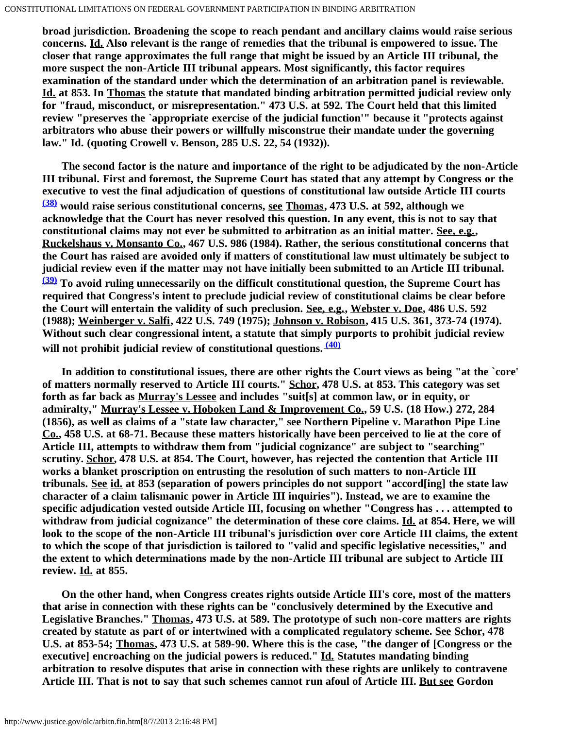**broad jurisdiction. Broadening the scope to reach pendant and ancillary claims would raise serious concerns. Id. Also relevant is the range of remedies that the tribunal is empowered to issue. The closer that range approximates the full range that might be issued by an Article III tribunal, the more suspect the non-Article III tribunal appears. Most significantly, this factor requires examination of the standard under which the determination of an arbitration panel is reviewable. Id. at 853. In Thomas the statute that mandated binding arbitration permitted judicial review only for "fraud, misconduct, or misrepresentation." 473 U.S. at 592. The Court held that this limited review "preserves the `appropriate exercise of the judicial function'" because it "protects against arbitrators who abuse their powers or willfully misconstrue their mandate under the governing law." Id. (quoting Crowell v. Benson, 285 U.S. 22, 54 (1932)).**

**The second factor is the nature and importance of the right to be adjudicated by the non-Article III tribunal. First and foremost, the Supreme Court has stated that any attempt by Congress or the executive to vest the final adjudication of questions of constitutional law outside Article III courts [(38)] would raise serious constitutional concerns, see Thomas, 473 U.S. at 592, although we acknowledge that the Court has never resolved this question. In any event, this is not to say that constitutional claims may not ever be submitted to arbitration as an initial matter. See, e.g., Ruckelshaus v. Monsanto Co., 467 U.S. 986 (1984). Rather, the serious constitutional concerns that the Court has raised are avoided only if matters of constitutional law must ultimately be subject to judicial review even if the matter may not have initially been submitted to an Article III tribunal. [(39)] To avoid ruling unnecessarily on the difficult constitutional question, the Supreme Court has required that Congress's intent to preclude judicial review of constitutional claims be clear before the Court will entertain the validity of such preclusion. See, e.g., Webster v. Doe, 486 U.S. 592 (1988); Weinberger v. Salfi, 422 U.S. 749 (1975); Johnson v. Robison, 415 U.S. 361, 373-74 (1974). Without such clear congressional intent, a statute that simply purports to prohibit judicial review will not prohibit judicial review of constitutional questions. [(40)]**

**In addition to constitutional issues, there are other rights the Court views as being "at the `core' of matters normally reserved to Article III courts." Schor, 478 U.S. at 853. This category was set forth as far back as Murray's Lessee and includes "suit[s] at common law, or in equity, or admiralty," Murray's Lessee v. Hoboken Land & Improvement Co., 59 U.S. (18 How.) 272, 284 (1856), as well as claims of a "state law character," see Northern Pipeline v. Marathon Pipe Line Co., 458 U.S. at 68-71. Because these matters historically have been perceived to lie at the core of Article III, attempts to withdraw them from "judicial cognizance" are subject to "searching" scrutiny. Schor, 478 U.S. at 854. The Court, however, has rejected the contention that Article III works a blanket proscription on entrusting the resolution of such matters to non-Article III tribunals. See id. at 853 (separation of powers principles do not support "accord[ing] the state law character of a claim talismanic power in Article III inquiries"). Instead, we are to examine the specific adjudication vested outside Article III, focusing on whether "Congress has . . . attempted to withdraw from judicial cognizance" the determination of these core claims. Id. at 854. Here, we will look to the scope of the non-Article III tribunal's jurisdiction over core Article III claims, the extent to which the scope of that jurisdiction is tailored to "valid and specific legislative necessities," and the extent to which determinations made by the non-Article III tribunal are subject to Article III review. Id. at 855.**

**On the other hand, when Congress creates rights outside Article III's core, most of the matters that arise in connection with these rights can be "conclusively determined by the Executive and Legislative Branches." Thomas, 473 U.S. at 589. The prototype of such non-core matters are rights created by statute as part of or intertwined with a complicated regulatory scheme. See Schor, 478 U.S. at 853-54; Thomas, 473 U.S. at 589-90. Where this is the case, "the danger of [Congress or the executive] encroaching on the judicial powers is reduced." Id. Statutes mandating binding arbitration to resolve disputes that arise in connection with these rights are unlikely to contravene Article III. That is not to say that such schemes cannot run afoul of Article III. But see Gordon**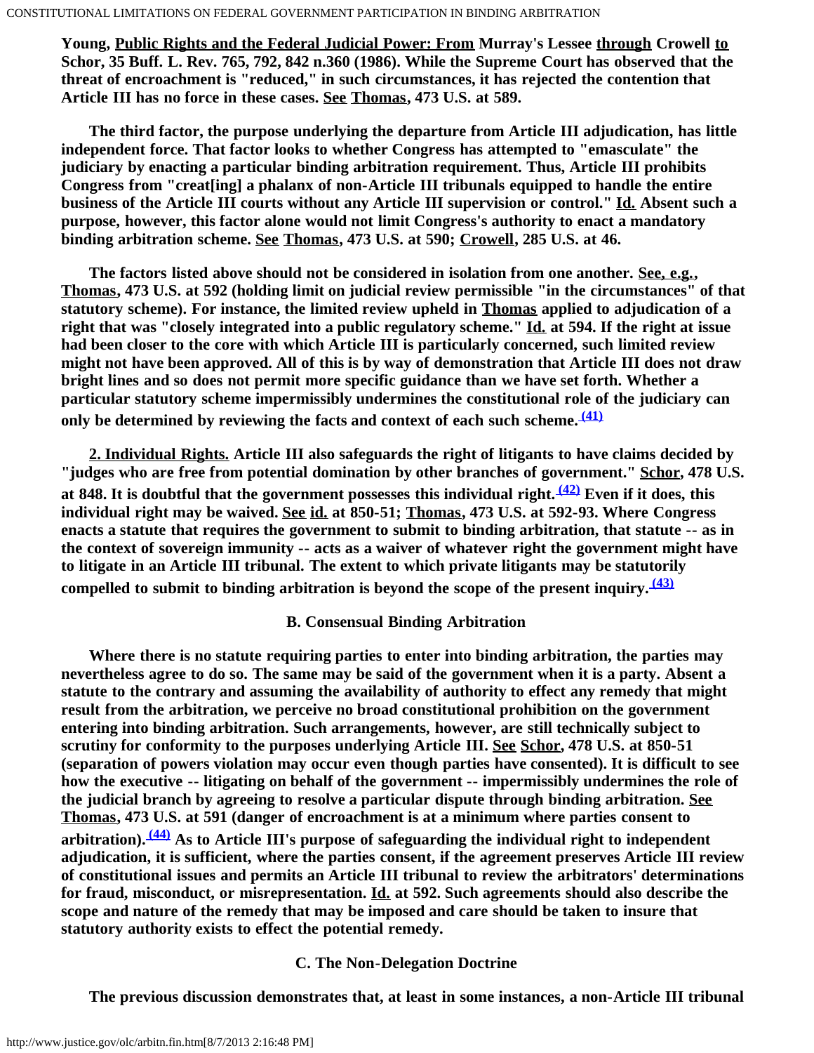Young, Public Rights and the Federal Judicial Power: From Murray's Lessee through Crowell to Schor, 35 Buff. L. Rev. 765, 792, 842 n.360 (1986). While the Supreme Court has observed that the threat of encroachment is "reduced," in such circumstances, it has rejected the contention that Article III has no force in these cases. See Thomas, 473 U.S. at 589.

The third factor, the purpose underlying the departure from Article III adjudication, has little independent force. That factor looks to whether Congress has attempted to "emasculate" the judiciary by enacting a particular binding arbitration requirement. Thus, Article III prohibits Congress from "creat[ing] a phalanx of non-Article III tribunals equipped to handle the entire business of the Article III courts without any Article III supervision or control." Id. Absent such a purpose, however, this factor alone would not limit Congress's authority to enact a mandatory binding arbitration scheme. See Thomas, 473 U.S. at 590; Crowell, 285 U.S. at 46.

The factors listed above should not be considered in isolation from one another. See, e.g., Thomas, 473 U.S. at 592 (holding limit on judicial review permissible "in the circumstances" of that statutory scheme). For instance, the limited review upheld in Thomas applied to adjudication of a right that was "closely integrated into a public regulatory scheme." Id. at 594. If the right at issue had been closer to the core with which Article III is particularly concerned, such limited review might not have been approved. All of this is by way of demonstration that Article III does not draw bright lines and so does not permit more specific guidance than we have set forth. Whether a particular statutory scheme impermissibly undermines the constitutional role of the judiciary can only be determined by reviewing the facts and context of each such scheme.[(41)]

2. Individual Rights. Article III also safeguards the right of litigants to have claims decided by "judges who are free from potential domination by other branches of government." Schor, 478 U.S. at 848. It is doubtful that the government possesses this individual right.[(42)] Even if it does, this individual right may be waived. See id. at 850-51; Thomas, 473 U.S. at 592-93. Where Congress enacts a statute that requires the government to submit to binding arbitration, that statute -- as in the context of sovereign immunity -- acts as a waiver of whatever right the government might have to litigate in an Article III tribunal. The extent to which private litigants may be statutorily compelled to submit to binding arbitration is beyond the scope of the present inquiry.[(43)]

### B. Consensual Binding Arbitration

Where there is no statute requiring parties to enter into binding arbitration, the parties may nevertheless agree to do so. The same may be said of the government when it is a party. Absent a statute to the contrary and assuming the availability of authority to effect any remedy that might result from the arbitration, we perceive no broad constitutional prohibition on the government entering into binding arbitration. Such arrangements, however, are still technically subject to scrutiny for conformity to the purposes underlying Article III. See Schor, 478 U.S. at 850-51 (separation of powers violation may occur even though parties have consented). It is difficult to see how the executive -- litigating on behalf of the government -- impermissibly undermines the role of the judicial branch by agreeing to resolve a particular dispute through binding arbitration. See Thomas, 473 U.S. at 591 (danger of encroachment is at a minimum where parties consent to arbitration).[(44)] As to Article III's purpose of safeguarding the individual right to independent adjudication, it is sufficient, where the parties consent, if the agreement preserves Article III review of constitutional issues and permits an Article III tribunal to review the arbitrators' determinations for fraud, misconduct, or misrepresentation. Id. at 592. Such agreements should also describe the scope and nature of the remedy that may be imposed and care should be taken to insure that statutory authority exists to effect the potential remedy.

### C. The Non-Delegation Doctrine

The previous discussion demonstrates that, at least in some instances, a non-Article III tribunal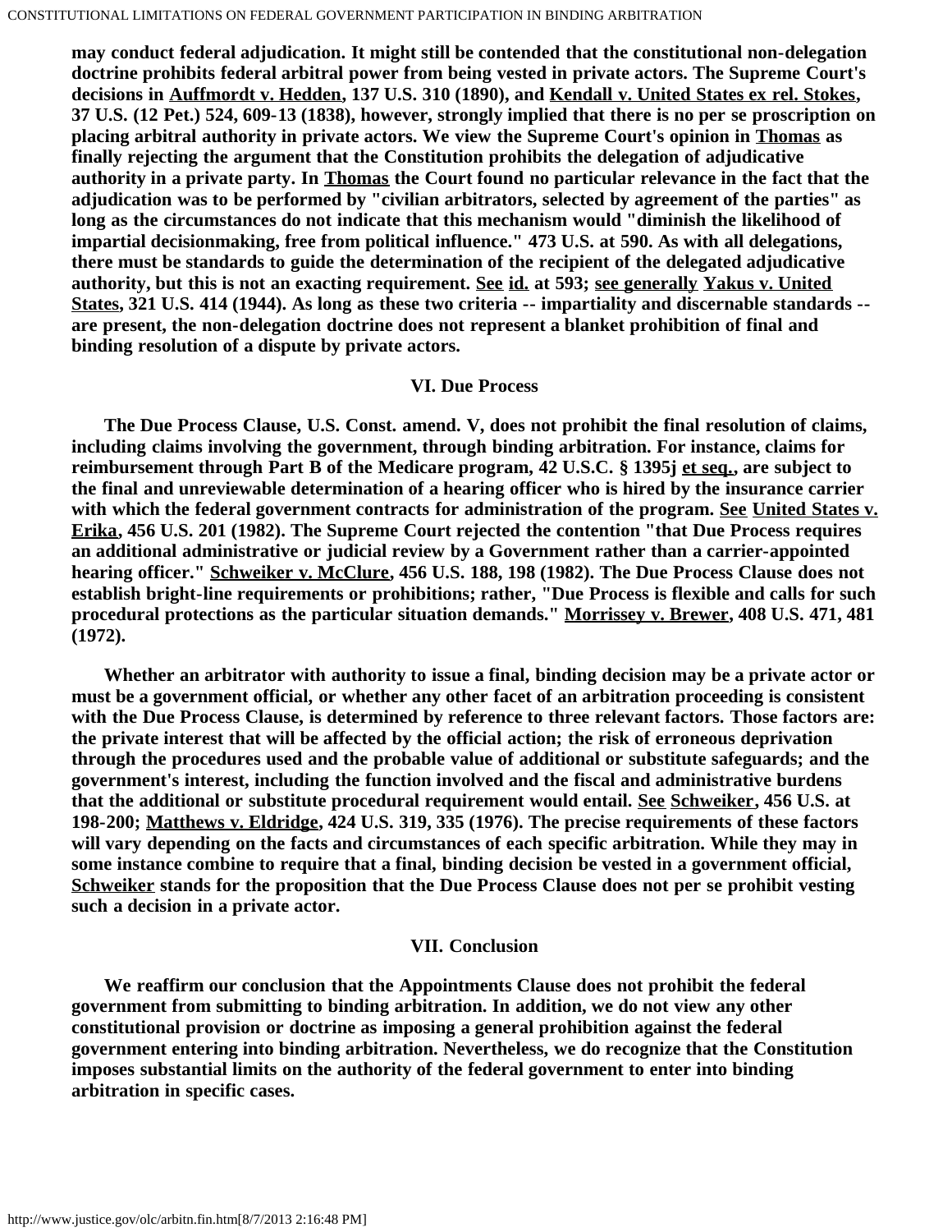may conduct federal adjudication. It might still be contended that the constitutional non-delegation doctrine prohibits federal arbitral power from being vested in private actors. The Supreme Court's decisions in Auffmordt v. Hedden, 137 U.S. 310 (1890), and Kendall v. United States ex rel. Stokes, 37 U.S. (12 Pet.) 524, 609-13 (1838), however, strongly implied that there is no per se proscription on placing arbitral authority in private actors. We view the Supreme Court's opinion in Thomas as finally rejecting the argument that the Constitution prohibits the delegation of adjudicative authority in a private party. In Thomas the Court found no particular relevance in the fact that the adjudication was to be performed by "civilian arbitrators, selected by agreement of the parties" as long as the circumstances do not indicate that this mechanism would "diminish the likelihood of impartial decisionmaking, free from political influence." 473 U.S. at 590. As with all delegations, there must be standards to guide the determination of the recipient of the delegated adjudicative authority, but this is not an exacting requirement. See id. at 593; see generally Yakus v. United States, 321 U.S. 414 (1944). As long as these two criteria -- impartiality and discernable standards -- are present, the non-delegation doctrine does not represent a blanket prohibition of final and binding resolution of a dispute by private actors.

## VI. Due Process

The Due Process Clause, U.S. Const. amend. V, does not prohibit the final resolution of claims, including claims involving the government, through binding arbitration. For instance, claims for reimbursement through Part B of the Medicare program, 42 U.S.C. § 1395j et seq., are subject to the final and unreviewable determination of a hearing officer who is hired by the insurance carrier with which the federal government contracts for administration of the program. See United States v. Erika, 456 U.S. 201 (1982). The Supreme Court rejected the contention "that Due Process requires an additional administrative or judicial review by a Government rather than a carrier-appointed hearing officer." Schweiker v. McClure, 456 U.S. 188, 198 (1982). The Due Process Clause does not establish bright-line requirements or prohibitions; rather, "Due Process is flexible and calls for such procedural protections as the particular situation demands." Morrissey v. Brewer, 408 U.S. 471, 481 (1972).

Whether an arbitrator with authority to issue a final, binding decision may be a private actor or must be a government official, or whether any other facet of an arbitration proceeding is consistent with the Due Process Clause, is determined by reference to three relevant factors. Those factors are: the private interest that will be affected by the official action; the risk of erroneous deprivation through the procedures used and the probable value of additional or substitute safeguards; and the government's interest, including the function involved and the fiscal and administrative burdens that the additional or substitute procedural requirement would entail. See Schweiker, 456 U.S. at 198-200; Matthews v. Eldridge, 424 U.S. 319, 335 (1976). The precise requirements of these factors will vary depending on the facts and circumstances of each specific arbitration. While they may in some instance combine to require that a final, binding decision be vested in a government official, Schweiker stands for the proposition that the Due Process Clause does not per se prohibit vesting such a decision in a private actor.

## VII. Conclusion

We reaffirm our conclusion that the Appointments Clause does not prohibit the federal government from submitting to binding arbitration. In addition, we do not view any other constitutional provision or doctrine as imposing a general prohibition against the federal government entering into binding arbitration. Nevertheless, we do recognize that the Constitution imposes substantial limits on the authority of the federal government to enter into binding arbitration in specific cases.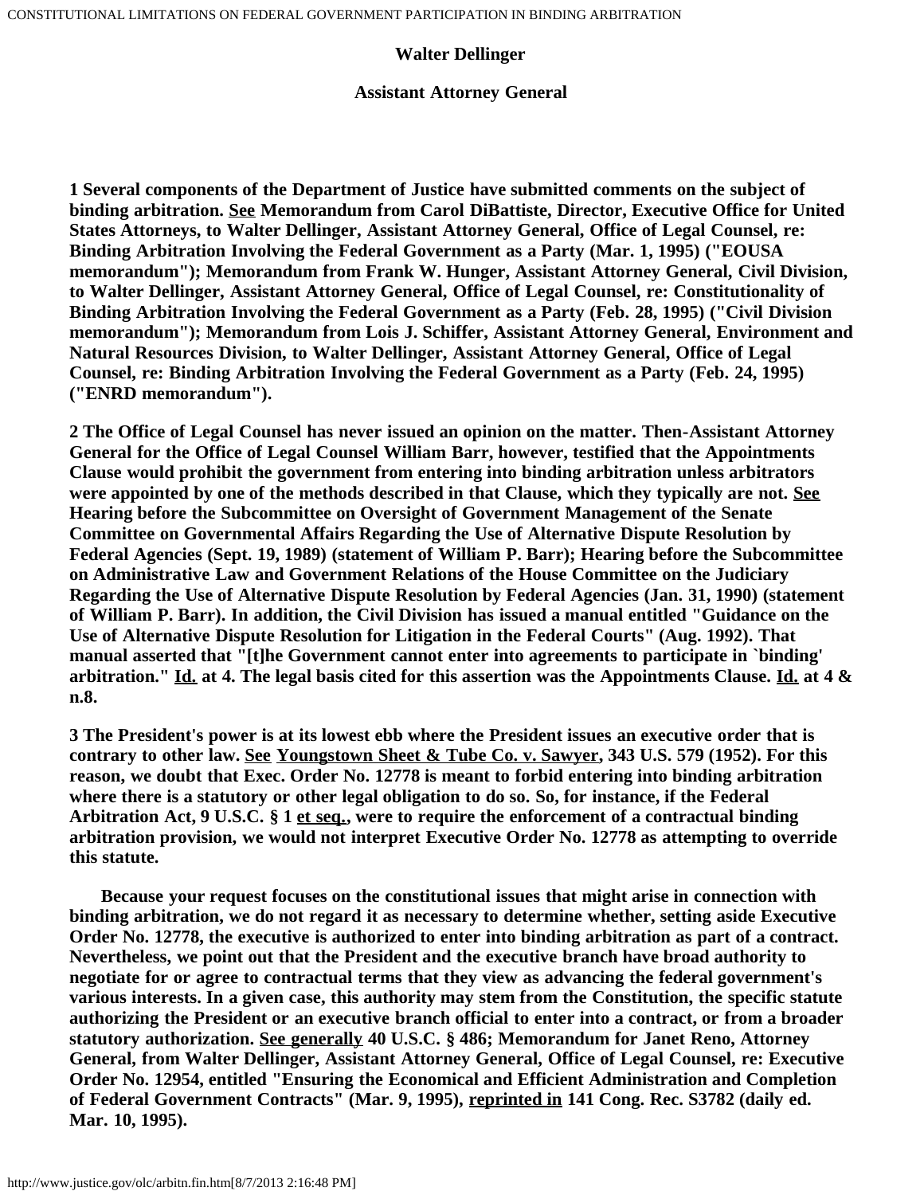**Walter Dellinger**

**Assistant Attorney General**

**1 Several components of the Department of Justice have submitted comments on the subject of binding arbitration. See Memorandum from Carol DiBattiste, Director, Executive Office for United States Attorneys, to Walter Dellinger, Assistant Attorney General, Office of Legal Counsel, re: Binding Arbitration Involving the Federal Government as a Party (Mar. 1, 1995) ("EOUSA memorandum"); Memorandum from Frank W. Hunger, Assistant Attorney General, Civil Division, to Walter Dellinger, Assistant Attorney General, Office of Legal Counsel, re: Constitutionality of Binding Arbitration Involving the Federal Government as a Party (Feb. 28, 1995) ("Civil Division memorandum"); Memorandum from Lois J. Schiffer, Assistant Attorney General, Environment and Natural Resources Division, to Walter Dellinger, Assistant Attorney General, Office of Legal Counsel, re: Binding Arbitration Involving the Federal Government as a Party (Feb. 24, 1995) ("ENRD memorandum").**

**2 The Office of Legal Counsel has never issued an opinion on the matter. Then-Assistant Attorney General for the Office of Legal Counsel William Barr, however, testified that the Appointments Clause would prohibit the government from entering into binding arbitration unless arbitrators were appointed by one of the methods described in that Clause, which they typically are not. See Hearing before the Subcommittee on Oversight of Government Management of the Senate Committee on Governmental Affairs Regarding the Use of Alternative Dispute Resolution by Federal Agencies (Sept. 19, 1989) (statement of William P. Barr); Hearing before the Subcommittee on Administrative Law and Government Relations of the House Committee on the Judiciary Regarding the Use of Alternative Dispute Resolution by Federal Agencies (Jan. 31, 1990) (statement of William P. Barr). In addition, the Civil Division has issued a manual entitled "Guidance on the Use of Alternative Dispute Resolution for Litigation in the Federal Courts" (Aug. 1992). That manual asserted that "[t]he Government cannot enter into agreements to participate in `binding' arbitration." Id. at 4. The legal basis cited for this assertion was the Appointments Clause. Id. at 4 & n.8.**

**3 The President's power is at its lowest ebb where the President issues an executive order that is contrary to other law. See Youngstown Sheet & Tube Co. v. Sawyer, 343 U.S. 579 (1952). For this reason, we doubt that Exec. Order No. 12778 is meant to forbid entering into binding arbitration where there is a statutory or other legal obligation to do so. So, for instance, if the Federal Arbitration Act, 9 U.S.C. § 1 et seq., were to require the enforcement of a contractual binding arbitration provision, we would not interpret Executive Order No. 12778 as attempting to override this statute.**

**Because your request focuses on the constitutional issues that might arise in connection with binding arbitration, we do not regard it as necessary to determine whether, setting aside Executive Order No. 12778, the executive is authorized to enter into binding arbitration as part of a contract. Nevertheless, we point out that the President and the executive branch have broad authority to negotiate for or agree to contractual terms that they view as advancing the federal government's various interests. In a given case, this authority may stem from the Constitution, the specific statute authorizing the President or an executive branch official to enter into a contract, or from a broader statutory authorization. See generally 40 U.S.C. § 486; Memorandum for Janet Reno, Attorney General, from Walter Dellinger, Assistant Attorney General, Office of Legal Counsel, re: Executive Order No. 12954, entitled "Ensuring the Economical and Efficient Administration and Completion of Federal Government Contracts" (Mar. 9, 1995), reprinted in 141 Cong. Rec. S3782 (daily ed. Mar. 10, 1995).**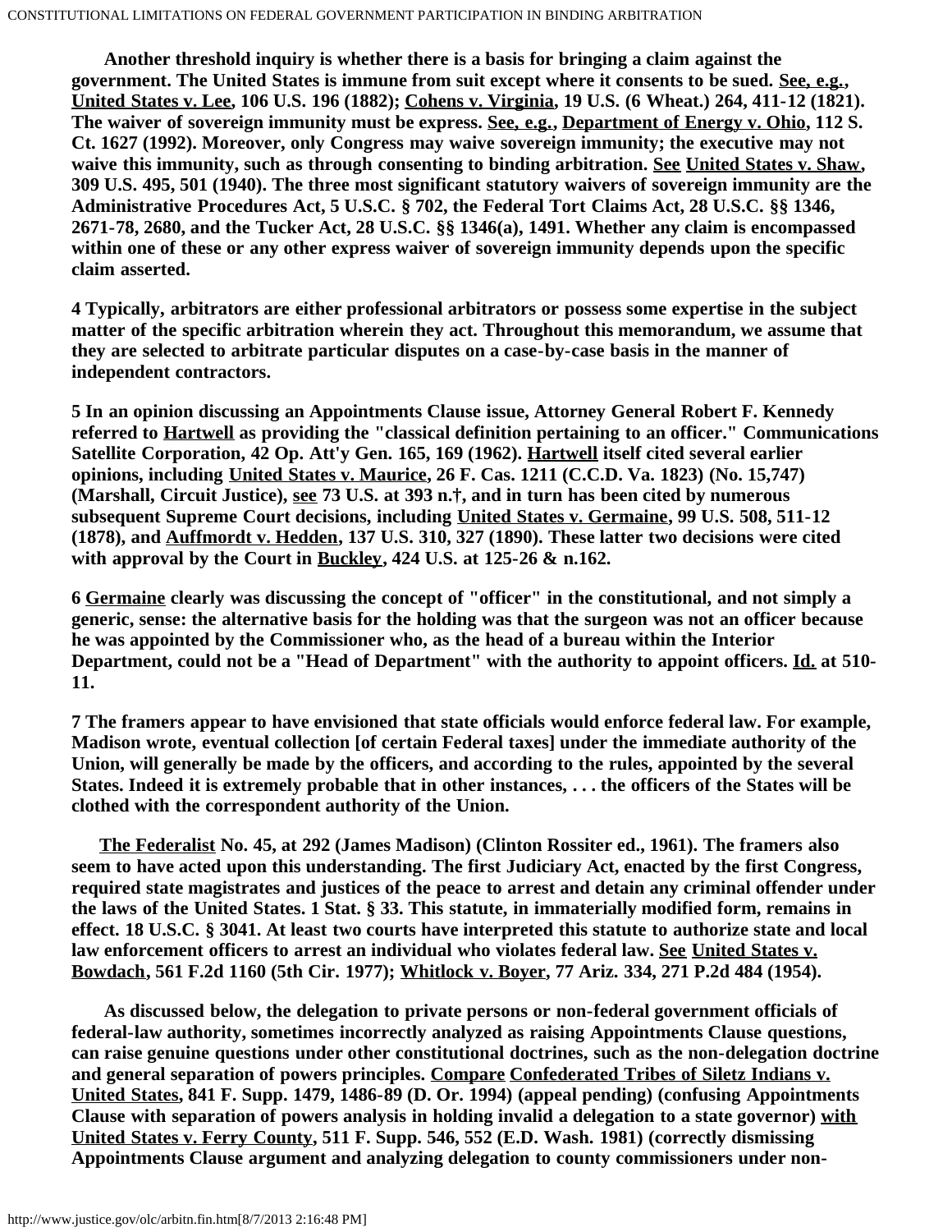Another threshold inquiry is whether there is a basis for bringing a claim against the government. The United States is immune from suit except where it consents to be sued. See, e.g., United States v. Lee, 106 U.S. 196 (1882); Cohens v. Virginia, 19 U.S. (6 Wheat.) 264, 411-12 (1821). The waiver of sovereign immunity must be express. See, e.g., Department of Energy v. Ohio, 112 S. Ct. 1627 (1992). Moreover, only Congress may waive sovereign immunity; the executive may not waive this immunity, such as through consenting to binding arbitration. See United States v. Shaw, 309 U.S. 495, 501 (1940). The three most significant statutory waivers of sovereign immunity are the Administrative Procedures Act, 5 U.S.C. § 702, the Federal Tort Claims Act, 28 U.S.C. §§ 1346, 2671-78, 2680, and the Tucker Act, 28 U.S.C. §§ 1346(a), 1491. Whether any claim is encompassed within one of these or any other express waiver of sovereign immunity depends upon the specific claim asserted.

4 Typically, arbitrators are either professional arbitrators or possess some expertise in the subject matter of the specific arbitration wherein they act. Throughout this memorandum, we assume that they are selected to arbitrate particular disputes on a case-by-case basis in the manner of independent contractors.

5 In an opinion discussing an Appointments Clause issue, Attorney General Robert F. Kennedy referred to Hartwell as providing the "classical definition pertaining to an officer." Communications Satellite Corporation, 42 Op. Att'y Gen. 165, 169 (1962). Hartwell itself cited several earlier opinions, including United States v. Maurice, 26 F. Cas. 1211 (C.C.D. Va. 1823) (No. 15,747) (Marshall, Circuit Justice), see 73 U.S. at 393 n.†, and in turn has been cited by numerous subsequent Supreme Court decisions, including United States v. Germaine, 99 U.S. 508, 511-12 (1878), and Auffmordt v. Hedden, 137 U.S. 310, 327 (1890). These latter two decisions were cited with approval by the Court in Buckley, 424 U.S. at 125-26 & n.162.

6 Germaine clearly was discussing the concept of "officer" in the constitutional, and not simply a generic, sense: the alternative basis for the holding was that the surgeon was not an officer because he was appointed by the Commissioner who, as the head of a bureau within the Interior Department, could not be a "Head of Department" with the authority to appoint officers. Id. at 510-11.

7 The framers appear to have envisioned that state officials would enforce federal law. For example, Madison wrote, eventual collection [of certain Federal taxes] under the immediate authority of the Union, will generally be made by the officers, and according to the rules, appointed by the several States. Indeed it is extremely probable that in other instances, . . . the officers of the States will be clothed with the correspondent authority of the Union.

The Federalist No. 45, at 292 (James Madison) (Clinton Rossiter ed., 1961). The framers also seem to have acted upon this understanding. The first Judiciary Act, enacted by the first Congress, required state magistrates and justices of the peace to arrest and detain any criminal offender under the laws of the United States. 1 Stat. § 33. This statute, in immaterially modified form, remains in effect. 18 U.S.C. § 3041. At least two courts have interpreted this statute to authorize state and local law enforcement officers to arrest an individual who violates federal law. See United States v. Bowdach, 561 F.2d 1160 (5th Cir. 1977); Whitlock v. Boyer, 77 Ariz. 334, 271 P.2d 484 (1954).

As discussed below, the delegation to private persons or non-federal government officials of federal-law authority, sometimes incorrectly analyzed as raising Appointments Clause questions, can raise genuine questions under other constitutional doctrines, such as the non-delegation doctrine and general separation of powers principles. Compare Confederated Tribes of Siletz Indians v. United States, 841 F. Supp. 1479, 1486-89 (D. Or. 1994) (appeal pending) (confusing Appointments Clause with separation of powers analysis in holding invalid a delegation to a state governor) with United States v. Ferry County, 511 F. Supp. 546, 552 (E.D. Wash. 1981) (correctly dismissing Appointments Clause argument and analyzing delegation to county commissioners under non-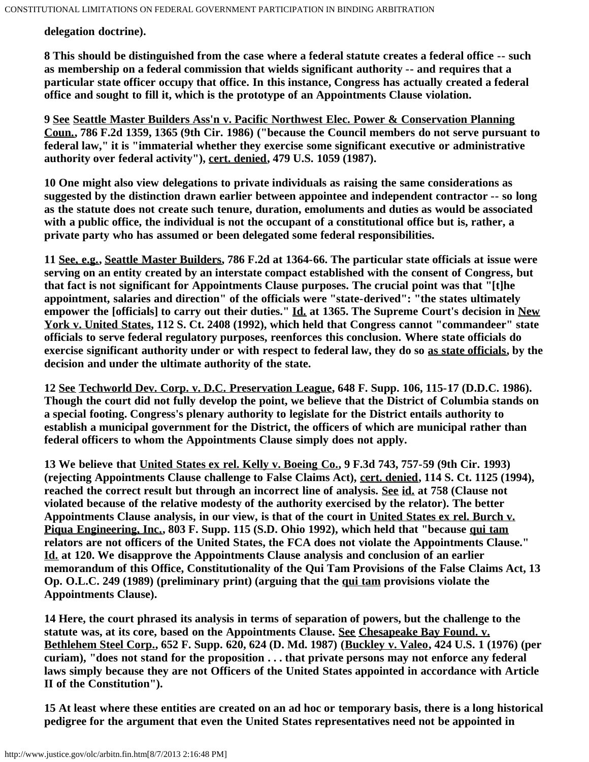**delegation doctrine).**

**8 This should be distinguished from the case where a federal statute creates a federal office -- such as membership on a federal commission that wields significant authority -- and requires that a particular state officer occupy that office. In this instance, Congress has actually created a federal office and sought to fill it, which is the prototype of an Appointments Clause violation.**

**9 See Seattle Master Builders Ass'n v. Pacific Northwest Elec. Power & Conservation Planning Coun., 786 F.2d 1359, 1365 (9th Cir. 1986) ("because the Council members do not serve pursuant to federal law," it is "immaterial whether they exercise some significant executive or administrative authority over federal activity"), cert. denied, 479 U.S. 1059 (1987).**

**10 One might also view delegations to private individuals as raising the same considerations as suggested by the distinction drawn earlier between appointee and independent contractor -- so long as the statute does not create such tenure, duration, emoluments and duties as would be associated with a public office, the individual is not the occupant of a constitutional office but is, rather, a private party who has assumed or been delegated some federal responsibilities.**

**11 See, e.g., Seattle Master Builders, 786 F.2d at 1364-66. The particular state officials at issue were serving on an entity created by an interstate compact established with the consent of Congress, but that fact is not significant for Appointments Clause purposes. The crucial point was that "[t]he appointment, salaries and direction" of the officials were "state-derived": "the states ultimately empower the [officials] to carry out their duties." Id. at 1365. The Supreme Court's decision in New York v. United States, 112 S. Ct. 2408 (1992), which held that Congress cannot "commandeer" state officials to serve federal regulatory purposes, reenforces this conclusion. Where state officials do exercise significant authority under or with respect to federal law, they do so as state officials, by the decision and under the ultimate authority of the state.**

**12 See Techworld Dev. Corp. v. D.C. Preservation League, 648 F. Supp. 106, 115-17 (D.D.C. 1986). Though the court did not fully develop the point, we believe that the District of Columbia stands on a special footing. Congress's plenary authority to legislate for the District entails authority to establish a municipal government for the District, the officers of which are municipal rather than federal officers to whom the Appointments Clause simply does not apply.**

**13 We believe that United States ex rel. Kelly v. Boeing Co., 9 F.3d 743, 757-59 (9th Cir. 1993) (rejecting Appointments Clause challenge to False Claims Act), cert. denied, 114 S. Ct. 1125 (1994), reached the correct result but through an incorrect line of analysis. See id. at 758 (Clause not violated because of the relative modesty of the authority exercised by the relator). The better Appointments Clause analysis, in our view, is that of the court in United States ex rel. Burch v. Piqua Engineering, Inc., 803 F. Supp. 115 (S.D. Ohio 1992), which held that "because qui tam relators are not officers of the United States, the FCA does not violate the Appointments Clause." Id. at 120. We disapprove the Appointments Clause analysis and conclusion of an earlier memorandum of this Office, Constitutionality of the Qui Tam Provisions of the False Claims Act, 13 Op. O.L.C. 249 (1989) (preliminary print) (arguing that the qui tam provisions violate the Appointments Clause).**

**14 Here, the court phrased its analysis in terms of separation of powers, but the challenge to the statute was, at its core, based on the Appointments Clause. See Chesapeake Bay Found. v. Bethlehem Steel Corp., 652 F. Supp. 620, 624 (D. Md. 1987) (Buckley v. Valeo, 424 U.S. 1 (1976) (per curiam), "does not stand for the proposition . . . that private persons may not enforce any federal laws simply because they are not Officers of the United States appointed in accordance with Article II of the Constitution").**

**15 At least where these entities are created on an ad hoc or temporary basis, there is a long historical pedigree for the argument that even the United States representatives need not be appointed in**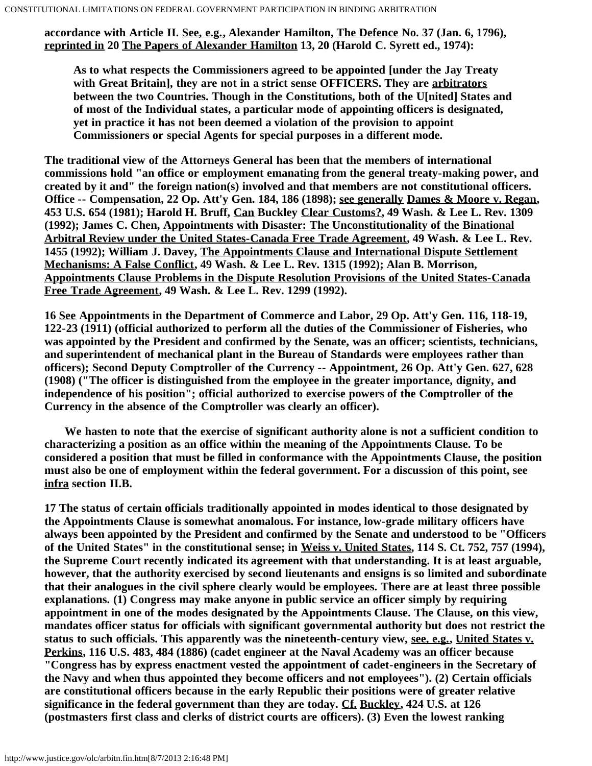accordance with Article II. See, e.g., Alexander Hamilton, The Defence No. 37 (Jan. 6, 1796), reprinted in 20 The Papers of Alexander Hamilton 13, 20 (Harold C. Syrett ed., 1974):

> As to what respects the Commissioners agreed to be appointed [under the Jay Treaty with Great Britain], they are not in a strict sense OFFICERS. They are arbitrators between the two Countries. Though in the Constitutions, both of the U[nited] States and of most of the Individual states, a particular mode of appointing officers is designated, yet in practice it has not been deemed a violation of the provision to appoint Commissioners or special Agents for special purposes in a different mode.

The traditional view of the Attorneys General has been that the members of international commissions hold "an office or employment emanating from the general treaty-making power, and created by it and" the foreign nation(s) involved and that members are not constitutional officers. Office -- Compensation, 22 Op. Att'y Gen. 184, 186 (1898); see generally Dames & Moore v. Regan, 453 U.S. 654 (1981); Harold H. Bruff, Can Buckley Clear Customs?, 49 Wash. & Lee L. Rev. 1309 (1992); James C. Chen, Appointments with Disaster: The Unconstitutionality of the Binational Arbitral Review under the United States-Canada Free Trade Agreement, 49 Wash. & Lee L. Rev. 1455 (1992); William J. Davey, The Appointments Clause and International Dispute Settlement Mechanisms: A False Conflict, 49 Wash. & Lee L. Rev. 1315 (1992); Alan B. Morrison, Appointments Clause Problems in the Dispute Resolution Provisions of the United States-Canada Free Trade Agreement, 49 Wash. & Lee L. Rev. 1299 (1992).

16 See Appointments in the Department of Commerce and Labor, 29 Op. Att'y Gen. 116, 118-19, 122-23 (1911) (official authorized to perform all the duties of the Commissioner of Fisheries, who was appointed by the President and confirmed by the Senate, was an officer; scientists, technicians, and superintendent of mechanical plant in the Bureau of Standards were employees rather than officers); Second Deputy Comptroller of the Currency -- Appointment, 26 Op. Att'y Gen. 627, 628 (1908) ("The officer is distinguished from the employee in the greater importance, dignity, and independence of his position"; official authorized to exercise powers of the Comptroller of the Currency in the absence of the Comptroller was clearly an officer).

We hasten to note that the exercise of significant authority alone is not a sufficient condition to characterizing a position as an office within the meaning of the Appointments Clause. To be considered a position that must be filled in conformance with the Appointments Clause, the position must also be one of employment within the federal government. For a discussion of this point, see infra section II.B.

17 The status of certain officials traditionally appointed in modes identical to those designated by the Appointments Clause is somewhat anomalous. For instance, low-grade military officers have always been appointed by the President and confirmed by the Senate and understood to be "Officers of the United States" in the constitutional sense; in Weiss v. United States, 114 S. Ct. 752, 757 (1994), the Supreme Court recently indicated its agreement with that understanding. It is at least arguable, however, that the authority exercised by second lieutenants and ensigns is so limited and subordinate that their analogues in the civil sphere clearly would be employees. There are at least three possible explanations. (1) Congress may make anyone in public service an officer simply by requiring appointment in one of the modes designated by the Appointments Clause. The Clause, on this view, mandates officer status for officials with significant governmental authority but does not restrict the status to such officials. This apparently was the nineteenth-century view, see, e.g., United States v. Perkins, 116 U.S. 483, 484 (1886) (cadet engineer at the Naval Academy was an officer because "Congress has by express enactment vested the appointment of cadet-engineers in the Secretary of the Navy and when thus appointed they become officers and not employees"). (2) Certain officials are constitutional officers because in the early Republic their positions were of greater relative significance in the federal government than they are today. Cf. Buckley, 424 U.S. at 126 (postmasters first class and clerks of district courts are officers). (3) Even the lowest ranking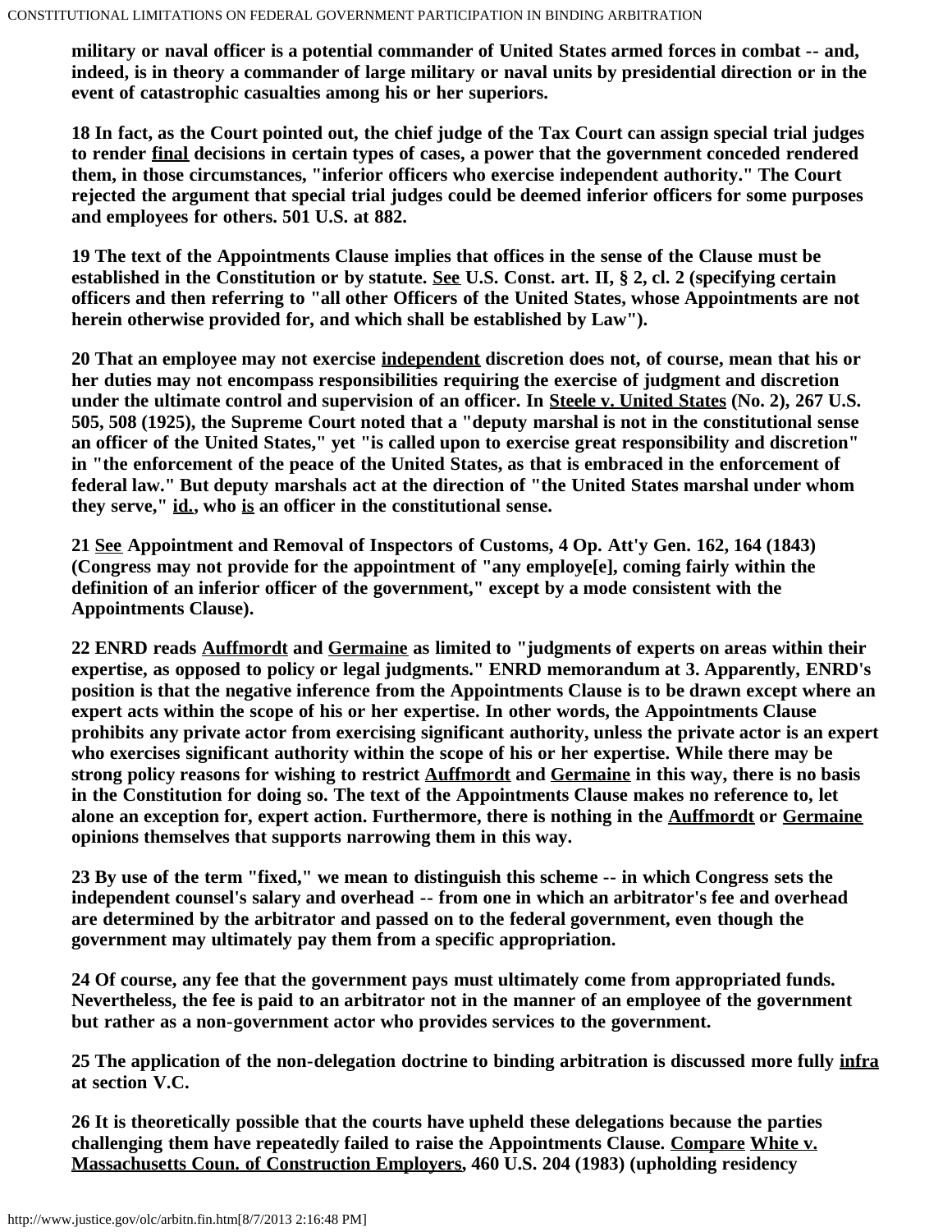**military or naval officer is a potential commander of United States armed forces in combat -- and, indeed, is in theory a commander of large military or naval units by presidential direction or in the event of catastrophic casualties among his or her superiors.**

**18 In fact, as the Court pointed out, the chief judge of the Tax Court can assign special trial judges to render final decisions in certain types of cases, a power that the government conceded rendered them, in those circumstances, "inferior officers who exercise independent authority." The Court rejected the argument that special trial judges could be deemed inferior officers for some purposes and employees for others. 501 U.S. at 882.**

**19 The text of the Appointments Clause implies that offices in the sense of the Clause must be established in the Constitution or by statute. See U.S. Const. art. II, § 2, cl. 2 (specifying certain officers and then referring to "all other Officers of the United States, whose Appointments are not herein otherwise provided for, and which shall be established by Law").**

**20 That an employee may not exercise independent discretion does not, of course, mean that his or her duties may not encompass responsibilities requiring the exercise of judgment and discretion under the ultimate control and supervision of an officer. In Steele v. United States (No. 2), 267 U.S. 505, 508 (1925), the Supreme Court noted that a "deputy marshal is not in the constitutional sense an officer of the United States," yet "is called upon to exercise great responsibility and discretion" in "the enforcement of the peace of the United States, as that is embraced in the enforcement of federal law." But deputy marshals act at the direction of "the United States marshal under whom they serve," id., who is an officer in the constitutional sense.**

**21 See Appointment and Removal of Inspectors of Customs, 4 Op. Att'y Gen. 162, 164 (1843) (Congress may not provide for the appointment of "any employe[e], coming fairly within the definition of an inferior officer of the government," except by a mode consistent with the Appointments Clause).**

**22 ENRD reads Auffmordt and Germaine as limited to "judgments of experts on areas within their expertise, as opposed to policy or legal judgments." ENRD memorandum at 3. Apparently, ENRD's position is that the negative inference from the Appointments Clause is to be drawn except where an expert acts within the scope of his or her expertise. In other words, the Appointments Clause prohibits any private actor from exercising significant authority, unless the private actor is an expert who exercises significant authority within the scope of his or her expertise. While there may be strong policy reasons for wishing to restrict Auffmordt and Germaine in this way, there is no basis in the Constitution for doing so. The text of the Appointments Clause makes no reference to, let alone an exception for, expert action. Furthermore, there is nothing in the Auffmordt or Germaine opinions themselves that supports narrowing them in this way.**

**23 By use of the term "fixed," we mean to distinguish this scheme -- in which Congress sets the independent counsel's salary and overhead -- from one in which an arbitrator's fee and overhead are determined by the arbitrator and passed on to the federal government, even though the government may ultimately pay them from a specific appropriation.**

**24 Of course, any fee that the government pays must ultimately come from appropriated funds. Nevertheless, the fee is paid to an arbitrator not in the manner of an employee of the government but rather as a non-government actor who provides services to the government.**

**25 The application of the non-delegation doctrine to binding arbitration is discussed more fully infra at section V.C.**

**26 It is theoretically possible that the courts have upheld these delegations because the parties challenging them have repeatedly failed to raise the Appointments Clause. Compare White v. Massachusetts Coun. of Construction Employers, 460 U.S. 204 (1983) (upholding residency**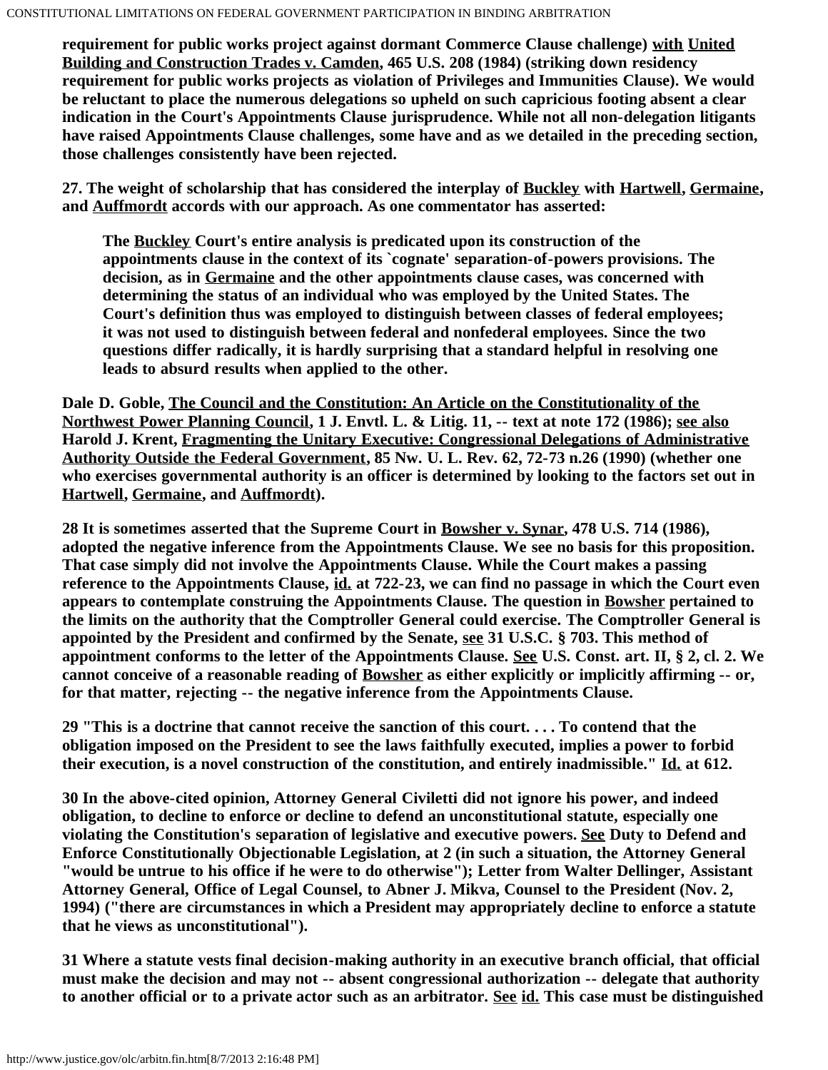**requirement for public works project against dormant Commerce Clause challenge) with United Building and Construction Trades v. Camden, 465 U.S. 208 (1984) (striking down residency requirement for public works projects as violation of Privileges and Immunities Clause). We would be reluctant to place the numerous delegations so upheld on such capricious footing absent a clear indication in the Court's Appointments Clause jurisprudence. While not all non-delegation litigants have raised Appointments Clause challenges, some have and as we detailed in the preceding section, those challenges consistently have been rejected.**

**27. The weight of scholarship that has considered the interplay of Buckley with Hartwell, Germaine, and Auffmordt accords with our approach. As one commentator has asserted:**

> **The Buckley Court's entire analysis is predicated upon its construction of the appointments clause in the context of its `cognate' separation-of-powers provisions. The decision, as in Germaine and the other appointments clause cases, was concerned with determining the status of an individual who was employed by the United States. The Court's definition thus was employed to distinguish between classes of federal employees; it was not used to distinguish between federal and nonfederal employees. Since the two questions differ radically, it is hardly surprising that a standard helpful in resolving one leads to absurd results when applied to the other.**

**Dale D. Goble, The Council and the Constitution: An Article on the Constitutionality of the Northwest Power Planning Council, 1 J. Envtl. L. & Litig. 11, -- text at note 172 (1986); see also Harold J. Krent, Fragmenting the Unitary Executive: Congressional Delegations of Administrative Authority Outside the Federal Government, 85 Nw. U. L. Rev. 62, 72-73 n.26 (1990) (whether one who exercises governmental authority is an officer is determined by looking to the factors set out in Hartwell, Germaine, and Auffmordt).**

**28 It is sometimes asserted that the Supreme Court in Bowsher v. Synar, 478 U.S. 714 (1986), adopted the negative inference from the Appointments Clause. We see no basis for this proposition. That case simply did not involve the Appointments Clause. While the Court makes a passing reference to the Appointments Clause, id. at 722-23, we can find no passage in which the Court even appears to contemplate construing the Appointments Clause. The question in Bowsher pertained to the limits on the authority that the Comptroller General could exercise. The Comptroller General is appointed by the President and confirmed by the Senate, see 31 U.S.C. § 703. This method of appointment conforms to the letter of the Appointments Clause. See U.S. Const. art. II, § 2, cl. 2. We cannot conceive of a reasonable reading of Bowsher as either explicitly or implicitly affirming -- or, for that matter, rejecting -- the negative inference from the Appointments Clause.**

**29 "This is a doctrine that cannot receive the sanction of this court. . . . To contend that the obligation imposed on the President to see the laws faithfully executed, implies a power to forbid their execution, is a novel construction of the constitution, and entirely inadmissible." Id. at 612.**

**30 In the above-cited opinion, Attorney General Civiletti did not ignore his power, and indeed obligation, to decline to enforce or decline to defend an unconstitutional statute, especially one violating the Constitution's separation of legislative and executive powers. See Duty to Defend and Enforce Constitutionally Objectionable Legislation, at 2 (in such a situation, the Attorney General "would be untrue to his office if he were to do otherwise"); Letter from Walter Dellinger, Assistant Attorney General, Office of Legal Counsel, to Abner J. Mikva, Counsel to the President (Nov. 2, 1994) ("there are circumstances in which a President may appropriately decline to enforce a statute that he views as unconstitutional").**

**31 Where a statute vests final decision-making authority in an executive branch official, that official must make the decision and may not -- absent congressional authorization -- delegate that authority to another official or to a private actor such as an arbitrator. See id. This case must be distinguished**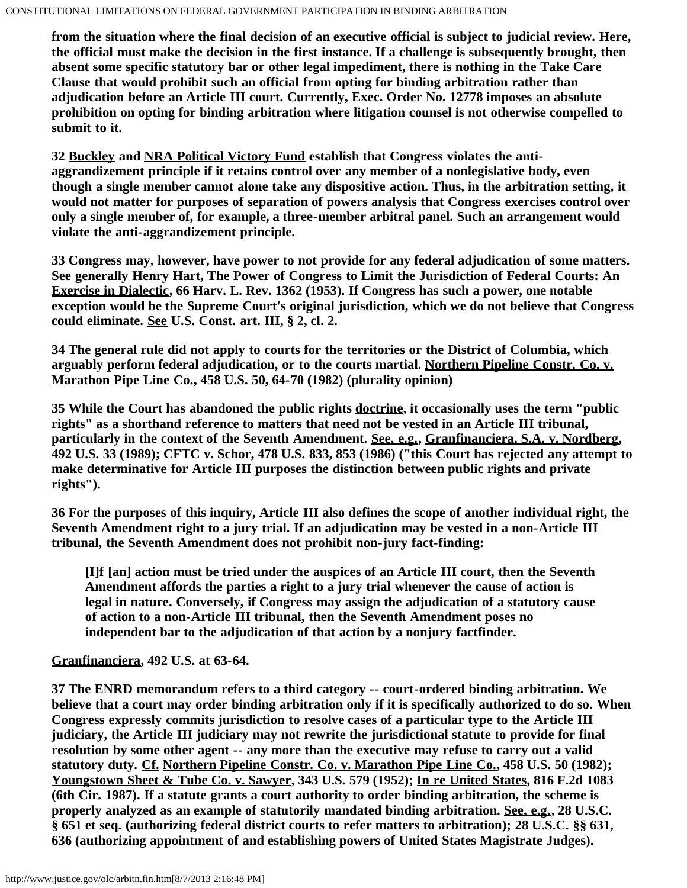**from the situation where the final decision of an executive official is subject to judicial review. Here, the official must make the decision in the first instance. If a challenge is subsequently brought, then absent some specific statutory bar or other legal impediment, there is nothing in the Take Care Clause that would prohibit such an official from opting for binding arbitration rather than adjudication before an Article III court. Currently, Exec. Order No. 12778 imposes an absolute prohibition on opting for binding arbitration where litigation counsel is not otherwise compelled to submit to it.**

**32 Buckley and NRA Political Victory Fund establish that Congress violates the anti-aggrandizement principle if it retains control over any member of a nonlegislative body, even though a single member cannot alone take any dispositive action. Thus, in the arbitration setting, it would not matter for purposes of separation of powers analysis that Congress exercises control over only a single member of, for example, a three-member arbitral panel. Such an arrangement would violate the anti-aggrandizement principle.**

**33 Congress may, however, have power to not provide for any federal adjudication of some matters. See generally Henry Hart, The Power of Congress to Limit the Jurisdiction of Federal Courts: An Exercise in Dialectic, 66 Harv. L. Rev. 1362 (1953). If Congress has such a power, one notable exception would be the Supreme Court's original jurisdiction, which we do not believe that Congress could eliminate. See U.S. Const. art. III, § 2, cl. 2.**

**34 The general rule did not apply to courts for the territories or the District of Columbia, which arguably perform federal adjudication, or to the courts martial. Northern Pipeline Constr. Co. v. Marathon Pipe Line Co., 458 U.S. 50, 64-70 (1982) (plurality opinion)**

**35 While the Court has abandoned the public rights doctrine, it occasionally uses the term "public rights" as a shorthand reference to matters that need not be vested in an Article III tribunal, particularly in the context of the Seventh Amendment. See, e.g., Granfinanciera, S.A. v. Nordberg, 492 U.S. 33 (1989); CFTC v. Schor, 478 U.S. 833, 853 (1986) ("this Court has rejected any attempt to make determinative for Article III purposes the distinction between public rights and private rights").**

**36 For the purposes of this inquiry, Article III also defines the scope of another individual right, the Seventh Amendment right to a jury trial. If an adjudication may be vested in a non-Article III tribunal, the Seventh Amendment does not prohibit non-jury fact-finding:**

> **[I]f [an] action must be tried under the auspices of an Article III court, then the Seventh Amendment affords the parties a right to a jury trial whenever the cause of action is legal in nature. Conversely, if Congress may assign the adjudication of a statutory cause of action to a non-Article III tribunal, then the Seventh Amendment poses no independent bar to the adjudication of that action by a nonjury factfinder.**

**Granfinanciera, 492 U.S. at 63-64.**

**37 The ENRD memorandum refers to a third category -- court-ordered binding arbitration. We believe that a court may order binding arbitration only if it is specifically authorized to do so. When Congress expressly commits jurisdiction to resolve cases of a particular type to the Article III judiciary, the Article III judiciary may not rewrite the jurisdictional statute to provide for final resolution by some other agent -- any more than the executive may refuse to carry out a valid statutory duty. Cf. Northern Pipeline Constr. Co. v. Marathon Pipe Line Co., 458 U.S. 50 (1982); Youngstown Sheet & Tube Co. v. Sawyer, 343 U.S. 579 (1952); In re United States, 816 F.2d 1083 (6th Cir. 1987). If a statute grants a court authority to order binding arbitration, the scheme is properly analyzed as an example of statutorily mandated binding arbitration. See, e.g., 28 U.S.C. § 651 et seq. (authorizing federal district courts to refer matters to arbitration); 28 U.S.C. §§ 631, 636 (authorizing appointment of and establishing powers of United States Magistrate Judges).**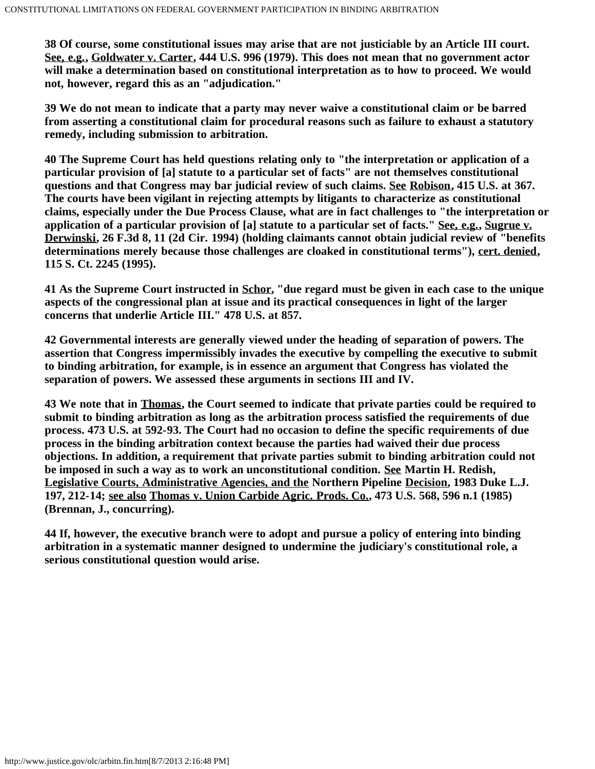**38 Of course, some constitutional issues may arise that are not justiciable by an Article III court. See, e.g., Goldwater v. Carter, 444 U.S. 996 (1979). This does not mean that no government actor will make a determination based on constitutional interpretation as to how to proceed. We would not, however, regard this as an "adjudication."**

**39 We do not mean to indicate that a party may never waive a constitutional claim or be barred from asserting a constitutional claim for procedural reasons such as failure to exhaust a statutory remedy, including submission to arbitration.**

**40 The Supreme Court has held questions relating only to "the interpretation or application of a particular provision of [a] statute to a particular set of facts" are not themselves constitutional questions and that Congress may bar judicial review of such claims. See Robison, 415 U.S. at 367. The courts have been vigilant in rejecting attempts by litigants to characterize as constitutional claims, especially under the Due Process Clause, what are in fact challenges to "the interpretation or application of a particular provision of [a] statute to a particular set of facts." See, e.g., Sugrue v. Derwinski, 26 F.3d 8, 11 (2d Cir. 1994) (holding claimants cannot obtain judicial review of "benefits determinations merely because those challenges are cloaked in constitutional terms"), cert. denied, 115 S. Ct. 2245 (1995).**

**41 As the Supreme Court instructed in Schor, "due regard must be given in each case to the unique aspects of the congressional plan at issue and its practical consequences in light of the larger concerns that underlie Article III." 478 U.S. at 857.**

**42 Governmental interests are generally viewed under the heading of separation of powers. The assertion that Congress impermissibly invades the executive by compelling the executive to submit to binding arbitration, for example, is in essence an argument that Congress has violated the separation of powers. We assessed these arguments in sections III and IV.**

**43 We note that in Thomas, the Court seemed to indicate that private parties could be required to submit to binding arbitration as long as the arbitration process satisfied the requirements of due process. 473 U.S. at 592-93. The Court had no occasion to define the specific requirements of due process in the binding arbitration context because the parties had waived their due process objections. In addition, a requirement that private parties submit to binding arbitration could not be imposed in such a way as to work an unconstitutional condition. See Martin H. Redish, Legislative Courts, Administrative Agencies, and the Northern Pipeline Decision, 1983 Duke L.J. 197, 212-14; see also Thomas v. Union Carbide Agric. Prods. Co., 473 U.S. 568, 596 n.1 (1985) (Brennan, J., concurring).**

**44 If, however, the executive branch were to adopt and pursue a policy of entering into binding arbitration in a systematic manner designed to undermine the judiciary's constitutional role, a serious constitutional question would arise.**